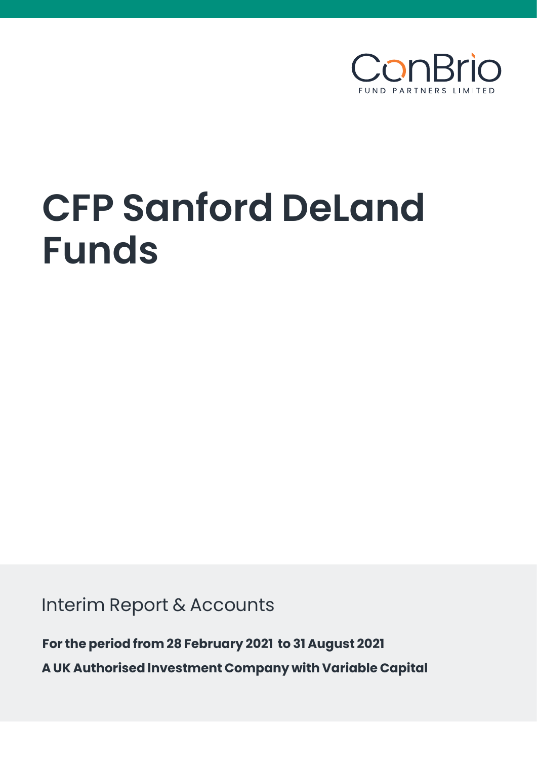ConBrio

FUND PARTNERS LIMITED

# CFP Sanford DeLand Funds

Interim Report & Accounts

**For the period from 28 February 2021 to 31 August 2021**

**A UK Authorised Investment Company with Variable Capital**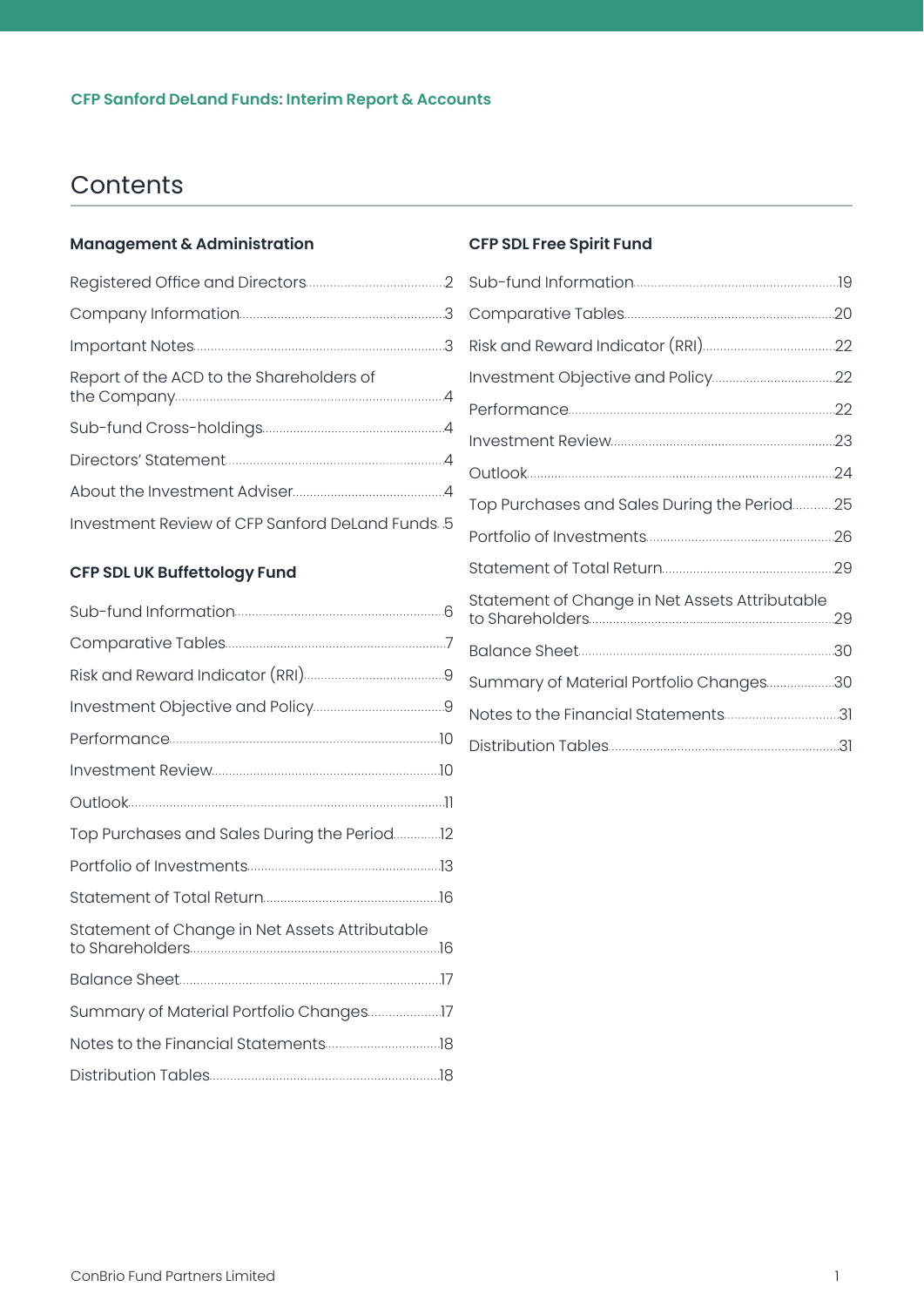CFP Sanford DeLand Funds: Interim Report & Accounts

# Contents

## Management & Administration

| | |
|---|---|
| Registered Office and Directors | 2 |
| Company Information | 3 |
| Important Notes | 3 |
| Report of the ACD to the Shareholders of the Company | 4 |
| Sub-fund Cross-holdings | 4 |
| Directors' Statement | 4 |
| About the Investment Adviser | 4 |
| Investment Review of CFP Sanford DeLand Funds | 5 |

## CFP SDL UK Buffettology Fund

| | |
|---|---|
| Sub-fund Information | 6 |
| Comparative Tables | 7 |
| Risk and Reward Indicator (RRI) | 9 |
| Investment Objective and Policy | 9 |
| Performance | 10 |
| Investment Review | 10 |
| Outlook | 11 |
| Top Purchases and Sales During the Period | 12 |
| Portfolio of Investments | 13 |
| Statement of Total Return | 16 |
| Statement of Change in Net Assets Attributable to Shareholders | 16 |
| Balance Sheet | 17 |
| Summary of Material Portfolio Changes | 17 |
| Notes to the Financial Statements | 18 |
| Distribution Tables | 18 |

## CFP SDL Free Spirit Fund

| | |
|---|---|
| Sub-fund Information | 19 |
| Comparative Tables | 20 |
| Risk and Reward Indicator (RRI) | 22 |
| Investment Objective and Policy | 22 |
| Performance | 22 |
| Investment Review | 23 |
| Outlook | 24 |
| Top Purchases and Sales During the Period | 25 |
| Portfolio of Investments | 26 |
| Statement of Total Return | 29 |
| Statement of Change in Net Assets Attributable to Shareholders | 29 |
| Balance Sheet | 30 |
| Summary of Material Portfolio Changes | 30 |
| Notes to the Financial Statements | 31 |
| Distribution Tables | 31 |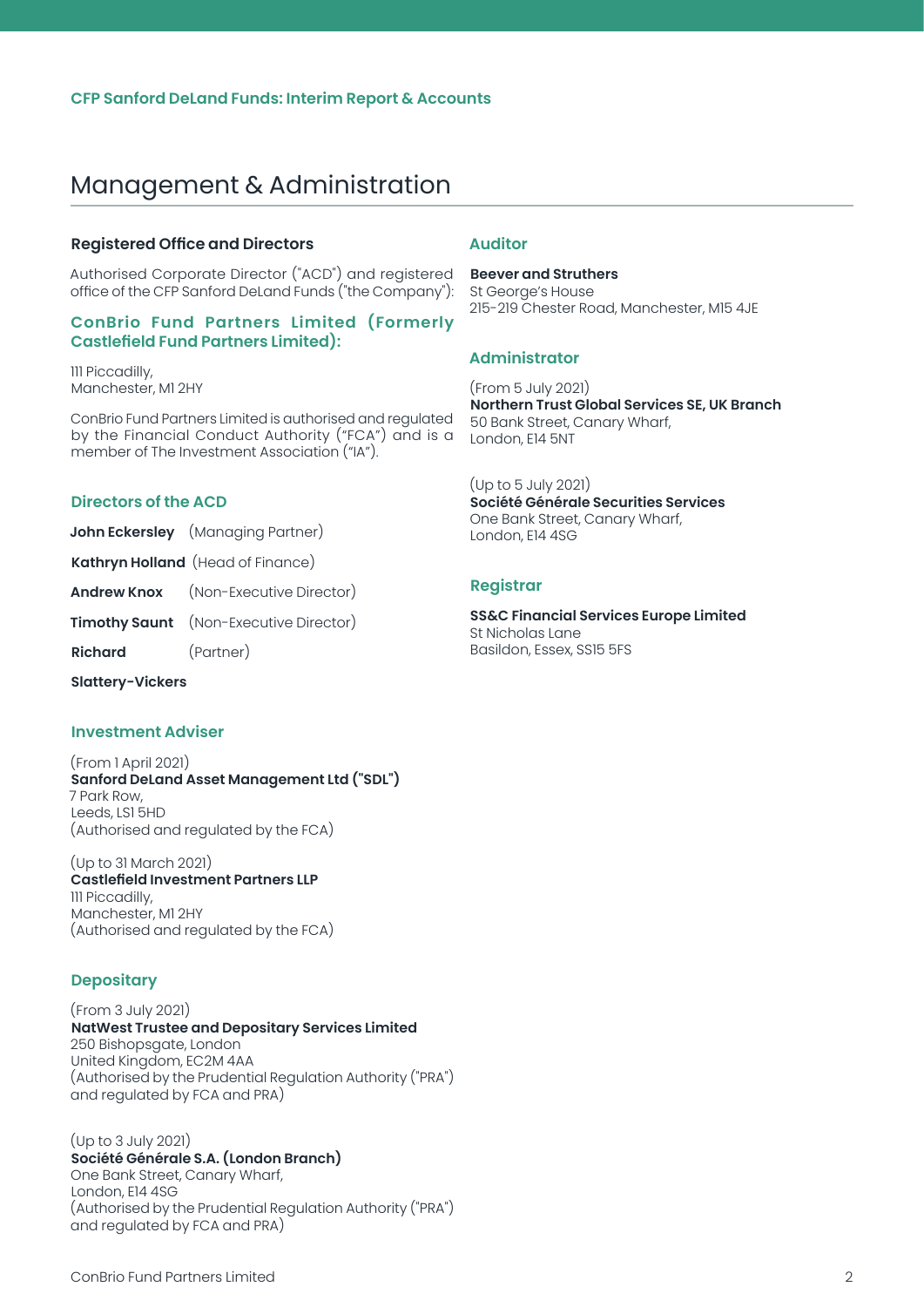# Management & Administration

### Registered Office and Directors

Authorised Corporate Director ("ACD") and registered office of the CFP Sanford DeLand Funds ("the Company"):

### ConBrio Fund Partners Limited (Formerly Castlefield Fund Partners Limited):

111 Piccadilly,
Manchester, M1 2HY

ConBrio Fund Partners Limited is authorised and regulated by the Financial Conduct Authority ("FCA") and is a member of The Investment Association ("IA").

### Directors of the ACD

**John Eckersley** (Managing Partner)

**Kathryn Holland** (Head of Finance)

**Andrew Knox** (Non-Executive Director)

**Timothy Saunt** (Non-Executive Director)

**Richard Slattery-Vickers** (Partner)

### Investment Adviser

(From 1 April 2021)
**Sanford DeLand Asset Management Ltd ("SDL")**
7 Park Row,
Leeds, LS1 5HD
(Authorised and regulated by the FCA)

(Up to 31 March 2021)
**Castlefield Investment Partners LLP**
111 Piccadilly,
Manchester, M1 2HY
(Authorised and regulated by the FCA)

### Depositary

(From 3 July 2021)
**NatWest Trustee and Depositary Services Limited**
250 Bishopsgate, London
United Kingdom, EC2M 4AA
(Authorised by the Prudential Regulation Authority ("PRA") and regulated by FCA and PRA)

(Up to 3 July 2021)
**Société Générale S.A. (London Branch)**
One Bank Street, Canary Wharf,
London, E14 4SG
(Authorised by the Prudential Regulation Authority ("PRA") and regulated by FCA and PRA)

### Auditor

**Beever and Struthers**
St George's House
215-219 Chester Road, Manchester, M15 4JE

### Administrator

(From 5 July 2021)
**Northern Trust Global Services SE, UK Branch**
50 Bank Street, Canary Wharf,
London, E14 5NT

(Up to 5 July 2021)
**Société Générale Securities Services**
One Bank Street, Canary Wharf,
London, E14 4SG

### Registrar

**SS&C Financial Services Europe Limited**
St Nicholas Lane
Basildon, Essex, SS15 5FS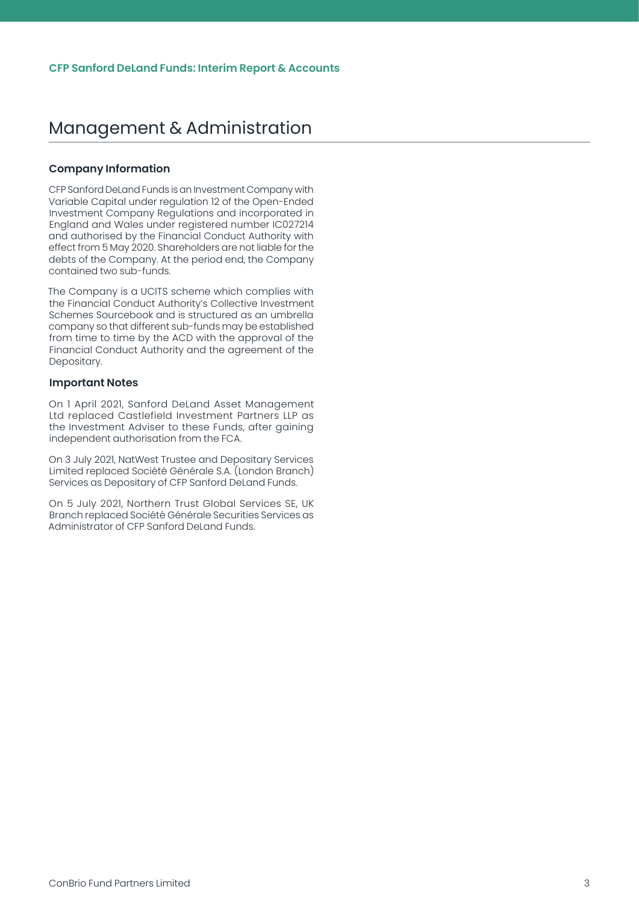# Management & Administration

### Company Information

CFP Sanford DeLand Funds is an Investment Company with Variable Capital under regulation 12 of the Open-Ended Investment Company Regulations and incorporated in England and Wales under registered number IC027214 and authorised by the Financial Conduct Authority with effect from 5 May 2020. Shareholders are not liable for the debts of the Company. At the period end, the Company contained two sub-funds.

The Company is a UCITS scheme which complies with the Financial Conduct Authority's Collective Investment Schemes Sourcebook and is structured as an umbrella company so that different sub-funds may be established from time to time by the ACD with the approval of the Financial Conduct Authority and the agreement of the Depositary.

### Important Notes

On 1 April 2021, Sanford DeLand Asset Management Ltd replaced Castlefield Investment Partners LLP as the Investment Adviser to these Funds, after gaining independent authorisation from the FCA.

On 3 July 2021, NatWest Trustee and Depositary Services Limited replaced Société Générale S.A. (London Branch) Services as Depositary of CFP Sanford DeLand Funds.

On 5 July 2021, Northern Trust Global Services SE, UK Branch replaced Société Générale Securities Services as Administrator of CFP Sanford DeLand Funds.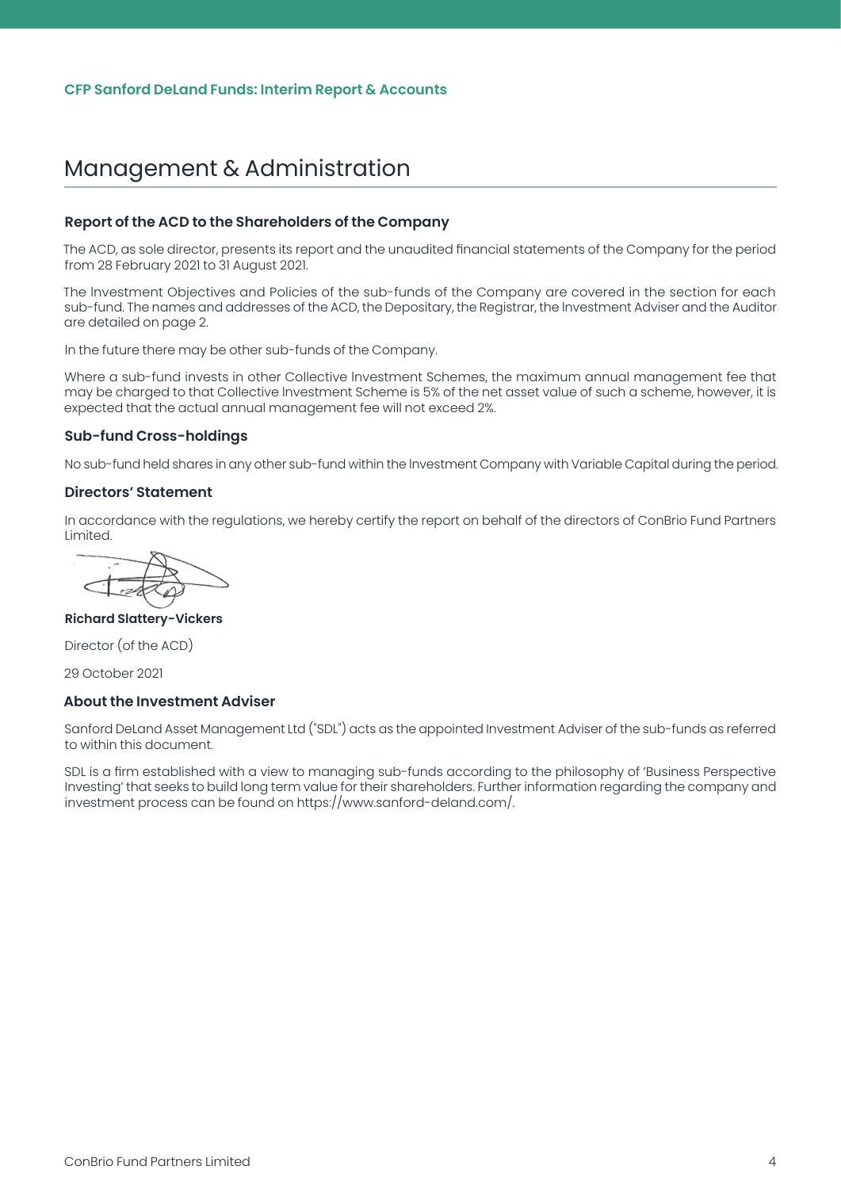# Management & Administration

### Report of the ACD to the Shareholders of the Company

The ACD, as sole director, presents its report and the unaudited financial statements of the Company for the period from 28 February 2021 to 31 August 2021.

The Investment Objectives and Policies of the sub-funds of the Company are covered in the section for each sub-fund. The names and addresses of the ACD, the Depositary, the Registrar, the Investment Adviser and the Auditor are detailed on page 2.

In the future there may be other sub-funds of the Company.

Where a sub-fund invests in other Collective Investment Schemes, the maximum annual management fee that may be charged to that Collective Investment Scheme is 5% of the net asset value of such a scheme, however, it is expected that the actual annual management fee will not exceed 2%.

### Sub-fund Cross-holdings

No sub-fund held shares in any other sub-fund within the Investment Company with Variable Capital during the period.

### Directors' Statement

In accordance with the regulations, we hereby certify the report on behalf of the directors of ConBrio Fund Partners Limited.

**Richard Slattery-Vickers**

Director (of the ACD)

29 October 2021

### About the Investment Adviser

Sanford DeLand Asset Management Ltd ("SDL") acts as the appointed Investment Adviser of the sub-funds as referred to within this document.

SDL is a firm established with a view to managing sub-funds according to the philosophy of 'Business Perspective Investing' that seeks to build long term value for their shareholders. Further information regarding the company and investment process can be found on https://www.sanford-deland.com/.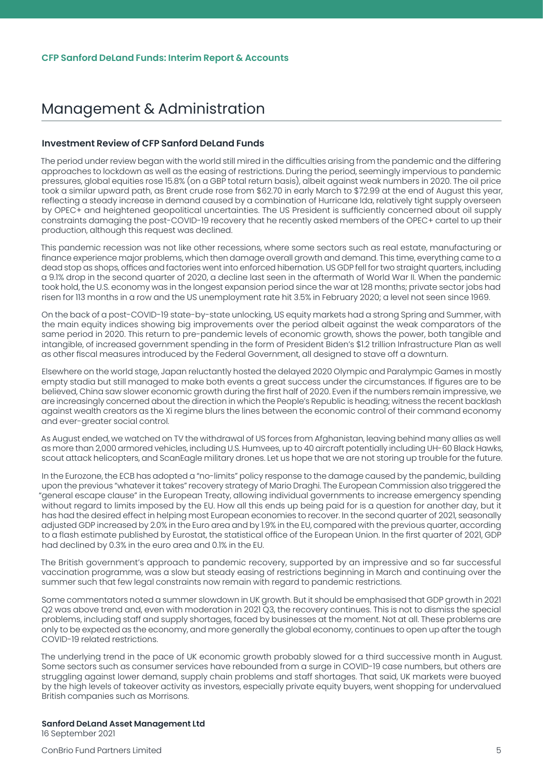# Management & Administration

### Investment Review of CFP Sanford DeLand Funds

The period under review began with the world still mired in the difficulties arising from the pandemic and the differing approaches to lockdown as well as the easing of restrictions. During the period, seemingly impervious to pandemic pressures, global equities rose 15.8% (on a GBP total return basis), albeit against weak numbers in 2020. The oil price took a similar upward path, as Brent crude rose from $62.70 in early March to $72.99 at the end of August this year, reflecting a steady increase in demand caused by a combination of Hurricane Ida, relatively tight supply overseen by OPEC+ and heightened geopolitical uncertainties. The US President is sufficiently concerned about oil supply constraints damaging the post-COVID-19 recovery that he recently asked members of the OPEC+ cartel to up their production, although this request was declined.

This pandemic recession was not like other recessions, where some sectors such as real estate, manufacturing or finance experience major problems, which then damage overall growth and demand. This time, everything came to a dead stop as shops, offices and factories went into enforced hibernation. US GDP fell for two straight quarters, including a 9.1% drop in the second quarter of 2020, a decline last seen in the aftermath of World War II. When the pandemic took hold, the U.S. economy was in the longest expansion period since the war at 128 months; private sector jobs had risen for 113 months in a row and the US unemployment rate hit 3.5% in February 2020; a level not seen since 1969.

On the back of a post-COVID-19 state-by-state unlocking, US equity markets had a strong Spring and Summer, with the main equity indices showing big improvements over the period albeit against the weak comparators of the same period in 2020. This return to pre-pandemic levels of economic growth, shows the power, both tangible and intangible, of increased government spending in the form of President Biden's $1.2 trillion Infrastructure Plan as well as other fiscal measures introduced by the Federal Government, all designed to stave off a downturn.

Elsewhere on the world stage, Japan reluctantly hosted the delayed 2020 Olympic and Paralympic Games in mostly empty stadia but still managed to make both events a great success under the circumstances. If figures are to be believed, China saw slower economic growth during the first half of 2020. Even if the numbers remain impressive, we are increasingly concerned about the direction in which the People's Republic is heading; witness the recent backlash against wealth creators as the Xi regime blurs the lines between the economic control of their command economy and ever-greater social control.

As August ended, we watched on TV the withdrawal of US forces from Afghanistan, leaving behind many allies as well as more than 2,000 armored vehicles, including U.S. Humvees, up to 40 aircraft potentially including UH-60 Black Hawks, scout attack helicopters, and ScanEagle military drones. Let us hope that we are not storing up trouble for the future.

In the Eurozone, the ECB has adopted a "no-limits" policy response to the damage caused by the pandemic, building upon the previous "whatever it takes" recovery strategy of Mario Draghi. The European Commission also triggered the "general escape clause" in the European Treaty, allowing individual governments to increase emergency spending without regard to limits imposed by the EU. How all this ends up being paid for is a question for another day, but it has had the desired effect in helping most European economies to recover. In the second quarter of 2021, seasonally adjusted GDP increased by 2.0% in the Euro area and by 1.9% in the EU, compared with the previous quarter, according to a flash estimate published by Eurostat, the statistical office of the European Union. In the first quarter of 2021, GDP had declined by 0.3% in the euro area and 0.1% in the EU.

The British government's approach to pandemic recovery, supported by an impressive and so far successful vaccination programme, was a slow but steady easing of restrictions beginning in March and continuing over the summer such that few legal constraints now remain with regard to pandemic restrictions.

Some commentators noted a summer slowdown in UK growth. But it should be emphasised that GDP growth in 2021 Q2 was above trend and, even with moderation in 2021 Q3, the recovery continues. This is not to dismiss the special problems, including staff and supply shortages, faced by businesses at the moment. Not at all. These problems are only to be expected as the economy, and more generally the global economy, continues to open up after the tough COVID-19 related restrictions.

The underlying trend in the pace of UK economic growth probably slowed for a third successive month in August. Some sectors such as consumer services have rebounded from a surge in COVID-19 case numbers, but others are struggling against lower demand, supply chain problems and staff shortages. That said, UK markets were buoyed by the high levels of takeover activity as investors, especially private equity buyers, went shopping for undervalued British companies such as Morrisons.

**Sanford DeLand Asset Management Ltd**
16 September 2021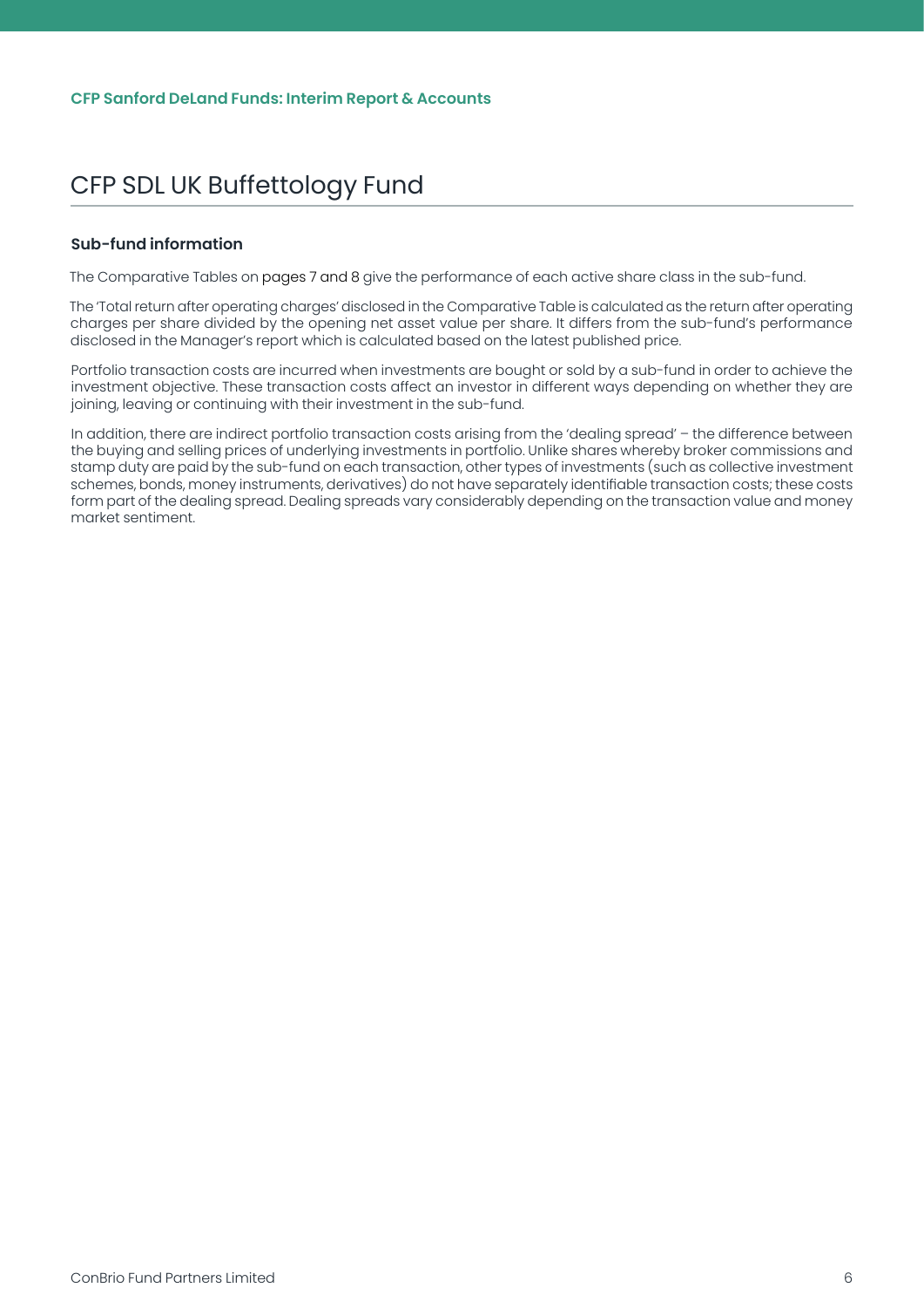# CFP SDL UK Buffettology Fund

### Sub-fund information

The Comparative Tables on pages 7 and 8 give the performance of each active share class in the sub-fund.

The 'Total return after operating charges' disclosed in the Comparative Table is calculated as the return after operating charges per share divided by the opening net asset value per share. It differs from the sub-fund's performance disclosed in the Manager's report which is calculated based on the latest published price.

Portfolio transaction costs are incurred when investments are bought or sold by a sub-fund in order to achieve the investment objective. These transaction costs affect an investor in different ways depending on whether they are joining, leaving or continuing with their investment in the sub-fund.

In addition, there are indirect portfolio transaction costs arising from the 'dealing spread' – the difference between the buying and selling prices of underlying investments in portfolio. Unlike shares whereby broker commissions and stamp duty are paid by the sub-fund on each transaction, other types of investments (such as collective investment schemes, bonds, money instruments, derivatives) do not have separately identifiable transaction costs; these costs form part of the dealing spread. Dealing spreads vary considerably depending on the transaction value and money market sentiment.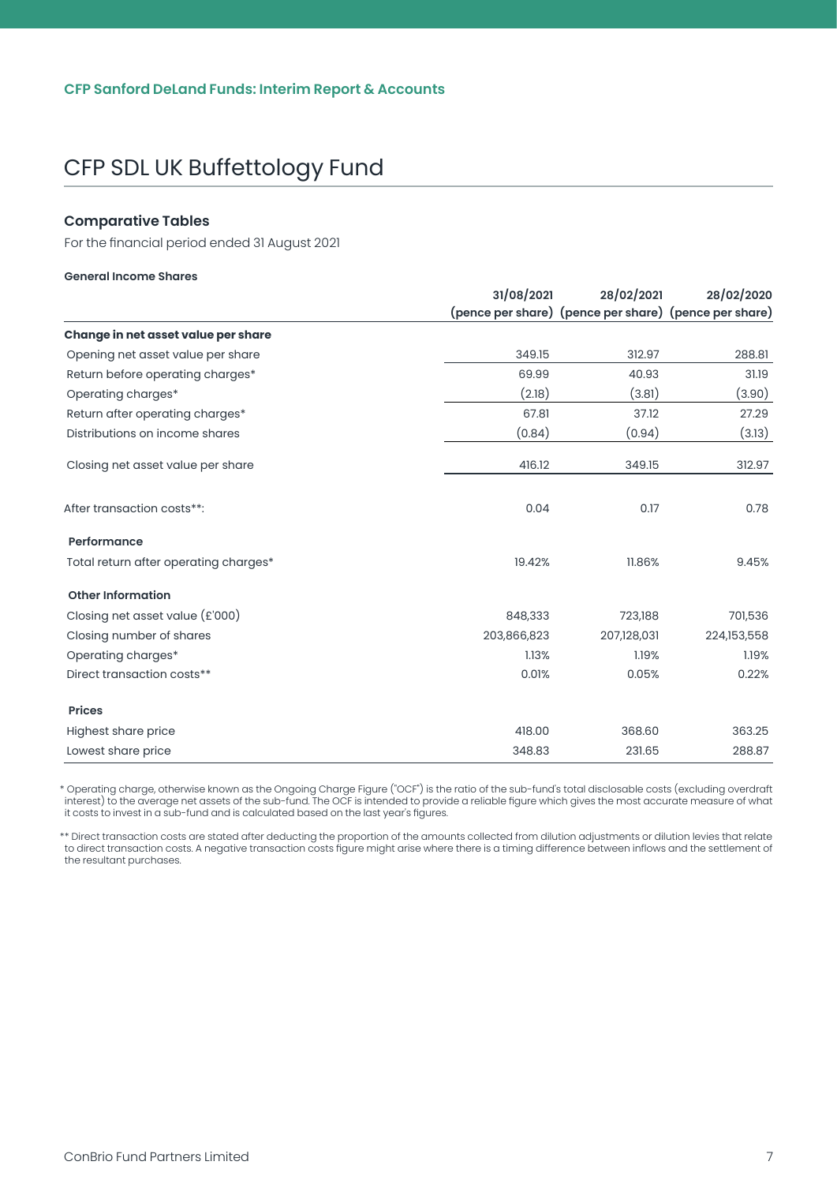CFP Sanford DeLand Funds: Interim Report & Accounts

# CFP SDL UK Buffettology Fund

### Comparative Tables

For the financial period ended 31 August 2021

#### General Income Shares

| | 31/08/2021 (pence per share) | 28/02/2021 (pence per share) | 28/02/2020 (pence per share) |
|---|---|---|---|
| **Change in net asset value per share** | | | |
| Opening net asset value per share | 349.15 | 312.97 | 288.81 |
| Return before operating charges* | 69.99 | 40.93 | 31.19 |
| Operating charges* | (2.18) | (3.81) | (3.90) |
| Return after operating charges* | 67.81 | 37.12 | 27.29 |
| Distributions on income shares | (0.84) | (0.94) | (3.13) |
| Closing net asset value per share | 416.12 | 349.15 | 312.97 |
| After transaction costs**: | 0.04 | 0.17 | 0.78 |
| **Performance** | | | |
| Total return after operating charges* | 19.42% | 11.86% | 9.45% |
| **Other Information** | | | |
| Closing net asset value (£'000) | 848,333 | 723,188 | 701,536 |
| Closing number of shares | 203,866,823 | 207,128,031 | 224,153,558 |
| Operating charges* | 1.13% | 1.19% | 1.19% |
| Direct transaction costs** | 0.01% | 0.05% | 0.22% |
| **Prices** | | | |
| Highest share price | 418.00 | 368.60 | 363.25 |
| Lowest share price | 348.83 | 231.65 | 288.87 |

\* Operating charge, otherwise known as the Ongoing Charge Figure ("OCF") is the ratio of the sub-fund's total disclosable costs (excluding overdraft interest) to the average net assets of the sub-fund. The OCF is intended to provide a reliable figure which gives the most accurate measure of what it costs to invest in a sub-fund and is calculated based on the last year's figures.

\*\* Direct transaction costs are stated after deducting the proportion of the amounts collected from dilution adjustments or dilution levies that relate to direct transaction costs. A negative transaction costs figure might arise where there is a timing difference between inflows and the settlement of the resultant purchases.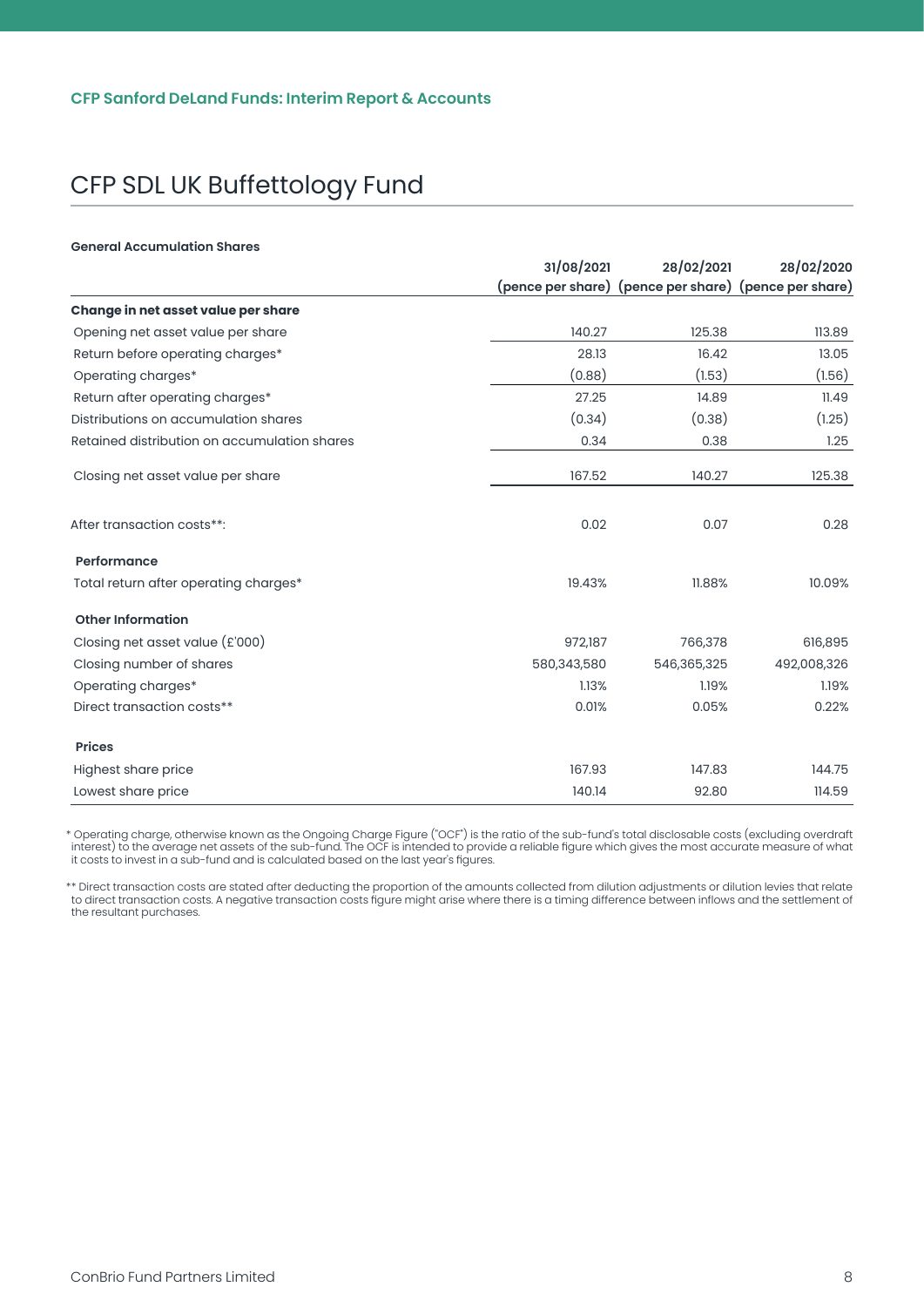# CFP SDL UK Buffettology Fund

**General Accumulation Shares**

| | 31/08/2021 (pence per share) | 28/02/2021 (pence per share) | 28/02/2020 (pence per share) |
|---|---|---|---|
| **Change in net asset value per share** | | | |
| Opening net asset value per share | 140.27 | 125.38 | 113.89 |
| Return before operating charges* | 28.13 | 16.42 | 13.05 |
| Operating charges* | (0.88) | (1.53) | (1.56) |
| Return after operating charges* | 27.25 | 14.89 | 11.49 |
| Distributions on accumulation shares | (0.34) | (0.38) | (1.25) |
| Retained distribution on accumulation shares | 0.34 | 0.38 | 1.25 |
| Closing net asset value per share | 167.52 | 140.27 | 125.38 |
| After transaction costs**: | 0.02 | 0.07 | 0.28 |
| **Performance** | | | |
| Total return after operating charges* | 19.43% | 11.88% | 10.09% |
| **Other Information** | | | |
| Closing net asset value (£'000) | 972,187 | 766,378 | 616,895 |
| Closing number of shares | 580,343,580 | 546,365,325 | 492,008,326 |
| Operating charges* | 1.13% | 1.19% | 1.19% |
| Direct transaction costs** | 0.01% | 0.05% | 0.22% |
| **Prices** | | | |
| Highest share price | 167.93 | 147.83 | 144.75 |
| Lowest share price | 140.14 | 92.80 | 114.59 |

\* Operating charge, otherwise known as the Ongoing Charge Figure ("OCF") is the ratio of the sub-fund's total disclosable costs (excluding overdraft interest) to the average net assets of the sub-fund. The OCF is intended to provide a reliable figure which gives the most accurate measure of what it costs to invest in a sub-fund and is calculated based on the last year's figures.

\** Direct transaction costs are stated after deducting the proportion of the amounts collected from dilution adjustments or dilution levies that relate to direct transaction costs. A negative transaction costs figure might arise where there is a timing difference between inflows and the settlement of the resultant purchases.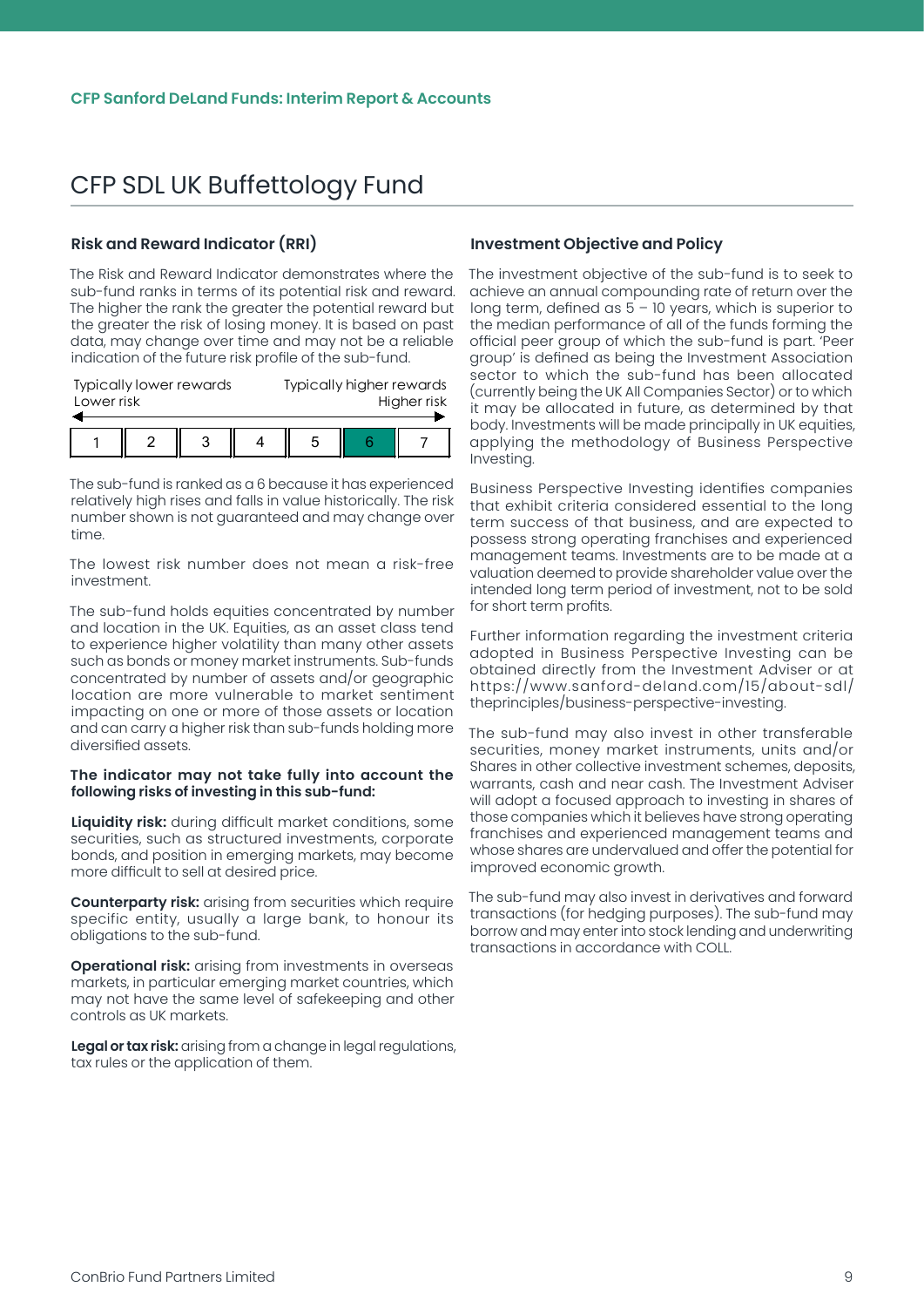# CFP SDL UK Buffettology Fund

## Risk and Reward Indicator (RRI)

The Risk and Reward Indicator demonstrates where the sub-fund ranks in terms of its potential risk and reward. The higher the rank the greater the potential reward but the greater the risk of losing money. It is based on past data, may change over time and may not be a reliable indication of the future risk profile of the sub-fund.

| Typically lower rewards<br>Lower risk | | | | | | Typically higher rewards<br>Higher risk |
|---|---|---|---|---|---|---|
| 1 | 2 | 3 | 4 | 5 | **6** | 7 |

The sub-fund is ranked as a 6 because it has experienced relatively high rises and falls in value historically. The risk number shown is not guaranteed and may change over time.

The lowest risk number does not mean a risk-free investment.

The sub-fund holds equities concentrated by number and location in the UK. Equities, as an asset class tend to experience higher volatility than many other assets such as bonds or money market instruments. Sub-funds concentrated by number of assets and/or geographic location are more vulnerable to market sentiment impacting on one or more of those assets or location and can carry a higher risk than sub-funds holding more diversified assets.

**The indicator may not take fully into account the following risks of investing in this sub-fund:**

**Liquidity risk:** during difficult market conditions, some securities, such as structured investments, corporate bonds, and position in emerging markets, may become more difficult to sell at desired price.

**Counterparty risk:** arising from securities which require specific entity, usually a large bank, to honour its obligations to the sub-fund.

**Operational risk:** arising from investments in overseas markets, in particular emerging market countries, which may not have the same level of safekeeping and other controls as UK markets.

**Legal or tax risk:** arising from a change in legal regulations, tax rules or the application of them.

## Investment Objective and Policy

The investment objective of the sub-fund is to seek to achieve an annual compounding rate of return over the long term, defined as 5 – 10 years, which is superior to the median performance of all of the funds forming the official peer group of which the sub-fund is part. 'Peer group' is defined as being the Investment Association sector to which the sub-fund has been allocated (currently being the UK All Companies Sector) or to which it may be allocated in future, as determined by that body. Investments will be made principally in UK equities, applying the methodology of Business Perspective Investing.

Business Perspective Investing identifies companies that exhibit criteria considered essential to the long term success of that business, and are expected to possess strong operating franchises and experienced management teams. Investments are to be made at a valuation deemed to provide shareholder value over the intended long term period of investment, not to be sold for short term profits.

Further information regarding the investment criteria adopted in Business Perspective Investing can be obtained directly from the Investment Adviser or at https://www.sanford-deland.com/15/about-sdl/theprinciples/business-perspective-investing.

The sub-fund may also invest in other transferable securities, money market instruments, units and/or Shares in other collective investment schemes, deposits, warrants, cash and near cash. The Investment Adviser will adopt a focused approach to investing in shares of those companies which it believes have strong operating franchises and experienced management teams and whose shares are undervalued and offer the potential for improved economic growth.

The sub-fund may also invest in derivatives and forward transactions (for hedging purposes). The sub-fund may borrow and may enter into stock lending and underwriting transactions in accordance with COLL.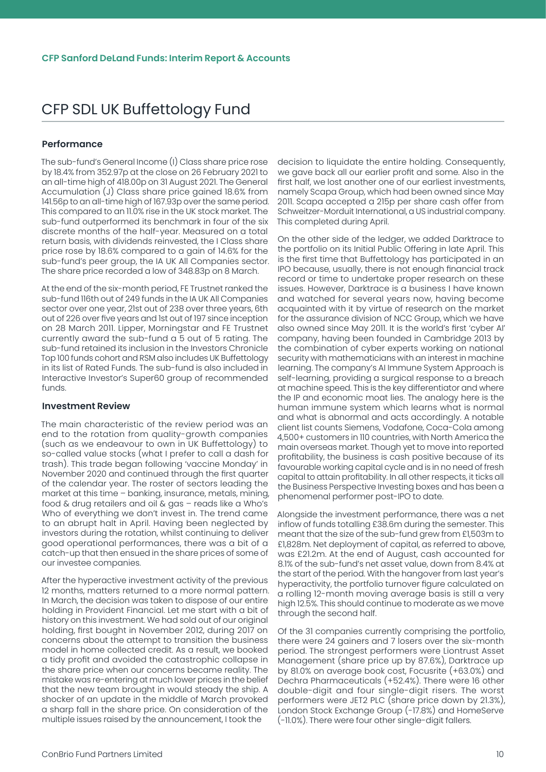## CFP SDL UK Buffettology Fund

### Performance

The sub-fund's General Income (I) Class share price rose by 18.4% from 352.97p at the close on 26 February 2021 to an all-time high of 418.00p on 31 August 2021. The General Accumulation (J) Class share price gained 18.6% from 141.56p to an all-time high of 167.93p over the same period. This compared to an 11.0% rise in the UK stock market. The sub-fund outperformed its benchmark in four of the six discrete months of the half-year. Measured on a total return basis, with dividends reinvested, the I Class share price rose by 18.6% compared to a gain of 14.6% for the sub-fund's peer group, the IA UK All Companies sector. The share price recorded a low of 348.83p on 8 March.

At the end of the six-month period, FE Trustnet ranked the sub-fund 116th out of 249 funds in the IA UK All Companies sector over one year, 21st out of 238 over three years, 6th out of of 226 over five years and 1st out of 197 since inception on 28 March 2011. Lipper, Morningstar and FE Trustnet currently award the sub-fund a 5 out of 5 rating. The sub-fund retained its inclusion in the Investors Chronicle Top 100 funds cohort and RSM also includes UK Buffettology in its list of Rated Funds. The sub-fund is also included in Interactive Investor's Super60 group of recommended funds.

### Investment Review

The main characteristic of the review period was an end to the rotation from quality-growth companies (such as we endeavour to own in UK Buffettology) to so-called value stocks (what I prefer to call a dash for trash). This trade began following 'vaccine Monday' in November 2020 and continued through the first quarter of the calendar year. The roster of sectors leading the market at this time – banking, insurance, metals, mining, food & drug retailers and oil & gas – reads like a Who's Who of everything we don't invest in. The trend came to an abrupt halt in April. Having been neglected by investors during the rotation, whilst continuing to deliver good operational performances, there was a bit of a catch-up that then ensued in the share prices of some of our investee companies.

After the hyperactive investment activity of the previous 12 months, matters returned to a more normal pattern. In March, the decision was taken to dispose of our entire holding in Provident Financial. Let me start with a bit of history on this investment. We had sold out of our original holding, first bought in November 2012, during 2017 on concerns about the attempt to transition the business model in home collected credit. As a result, we booked a tidy profit and avoided the catastrophic collapse in the share price when our concerns became reality. The mistake was re-entering at much lower prices in the belief that the new team brought in would steady the ship. A shocker of an update in the middle of March provoked a sharp fall in the share price. On consideration of the multiple issues raised by the announcement, I took the decision to liquidate the entire holding. Consequently, we gave back all our earlier profit and some. Also in the first half, we lost another one of our earliest investments, namely Scapa Group, which had been owned since May 2011. Scapa accepted a 215p per share cash offer from Schweitzer-Morduit International, a US industrial company. This completed during April.

On the other side of the ledger, we added Darktrace to the portfolio on its Initial Public Offering in late April. This is the first time that Buffettology has participated in an IPO because, usually, there is not enough financial track record or time to undertake proper research on these issues. However, Darktrace is a business I have known and watched for several years now, having become acquainted with it by virtue of research on the market for the assurance division of NCC Group, which we have also owned since May 2011. It is the world's first 'cyber AI' company, having been founded in Cambridge 2013 by the combination of cyber experts working on national security with mathematicians with an interest in machine learning. The company's AI Immune System Approach is self-learning, providing a surgical response to a breach at machine speed. This is the key differentiator and where the IP and economic moat lies. The analogy here is the human immune system which learns what is normal and what is abnormal and acts accordingly. A notable client list counts Siemens, Vodafone, Coca-Cola among 4,500+ customers in 110 countries, with North America the main overseas market. Though yet to move into reported profitability, the business is cash positive because of its favourable working capital cycle and is in no need of fresh capital to attain profitability. In all other respects, it ticks all the Business Perspective Investing boxes and has been a phenomenal performer post-IPO to date.

Alongside the investment performance, there was a net inflow of funds totalling £38.6m during the semester. This meant that the size of the sub-fund grew from £1,503m to £1,828m. Net deployment of capital, as referred to above, was £21.2m. At the end of August, cash accounted for 8.1% of the sub-fund's net asset value, down from 8.4% at the start of the period. With the hangover from last year's hyperactivity, the portfolio turnover figure calculated on a rolling 12-month moving average basis is still a very high 12.5%. This should continue to moderate as we move through the second half.

Of the 31 companies currently comprising the portfolio, there were 24 gainers and 7 losers over the six-month period. The strongest performers were Liontrust Asset Management (share price up by 87.6%), Darktrace up by 81.0% on average book cost, Focusrite (+63.0%) and Dechra Pharmaceuticals (+52.4%). There were 16 other double-digit and four single-digit risers. The worst performers were JET2 PLC (share price down by 21.3%), London Stock Exchange Group (-17.8%) and HomeServe (-11.0%). There were four other single-digit fallers.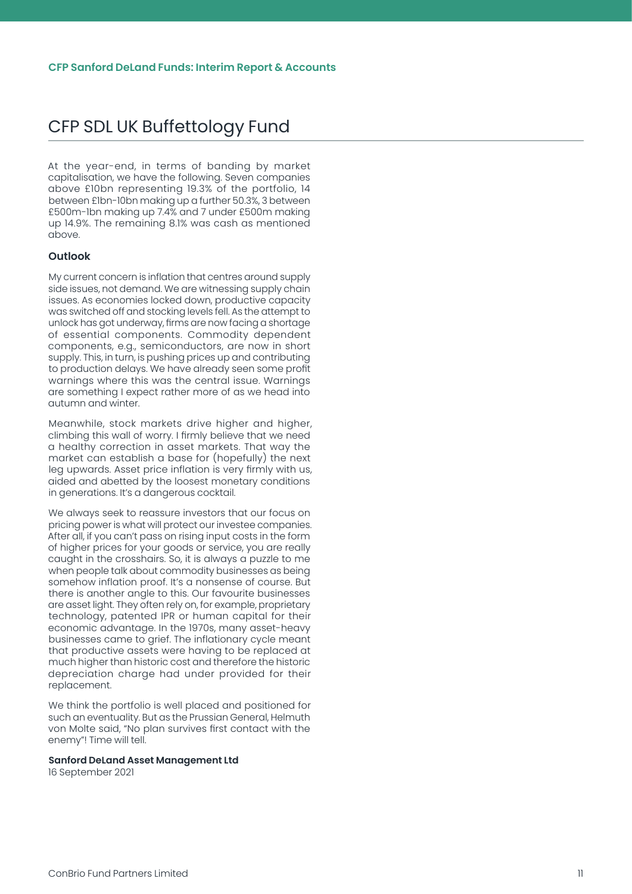# CFP SDL UK Buffettology Fund

At the year-end, in terms of banding by market capitalisation, we have the following. Seven companies above £10bn representing 19.3% of the portfolio, 14 between £1bn-10bn making up a further 50.3%, 3 between £500m-1bn making up 7.4% and 7 under £500m making up 14.9%. The remaining 8.1% was cash as mentioned above.

**Outlook**

My current concern is inflation that centres around supply side issues, not demand. We are witnessing supply chain issues. As economies locked down, productive capacity was switched off and stocking levels fell. As the attempt to unlock has got underway, firms are now facing a shortage of essential components. Commodity dependent components, e.g., semiconductors, are now in short supply. This, in turn, is pushing prices up and contributing to production delays. We have already seen some profit warnings where this was the central issue. Warnings are something I expect rather more of as we head into autumn and winter.

Meanwhile, stock markets drive higher and higher, climbing this wall of worry. I firmly believe that we need a healthy correction in asset markets. That way the market can establish a base for (hopefully) the next leg upwards. Asset price inflation is very firmly with us, aided and abetted by the loosest monetary conditions in generations. It's a dangerous cocktail.

We always seek to reassure investors that our focus on pricing power is what will protect our investee companies. After all, if you can't pass on rising input costs in the form of higher prices for your goods or service, you are really caught in the crosshairs. So, it is always a puzzle to me when people talk about commodity businesses as being somehow inflation proof. It's a nonsense of course. But there is another angle to this. Our favourite businesses are asset light. They often rely on, for example, proprietary technology, patented IPR or human capital for their economic advantage. In the 1970s, many asset-heavy businesses came to grief. The inflationary cycle meant that productive assets were having to be replaced at much higher than historic cost and therefore the historic depreciation charge had under provided for their replacement.

We think the portfolio is well placed and positioned for such an eventuality. But as the Prussian General, Helmuth von Molte said, "No plan survives first contact with the enemy"! Time will tell.

**Sanford DeLand Asset Management Ltd**
16 September 2021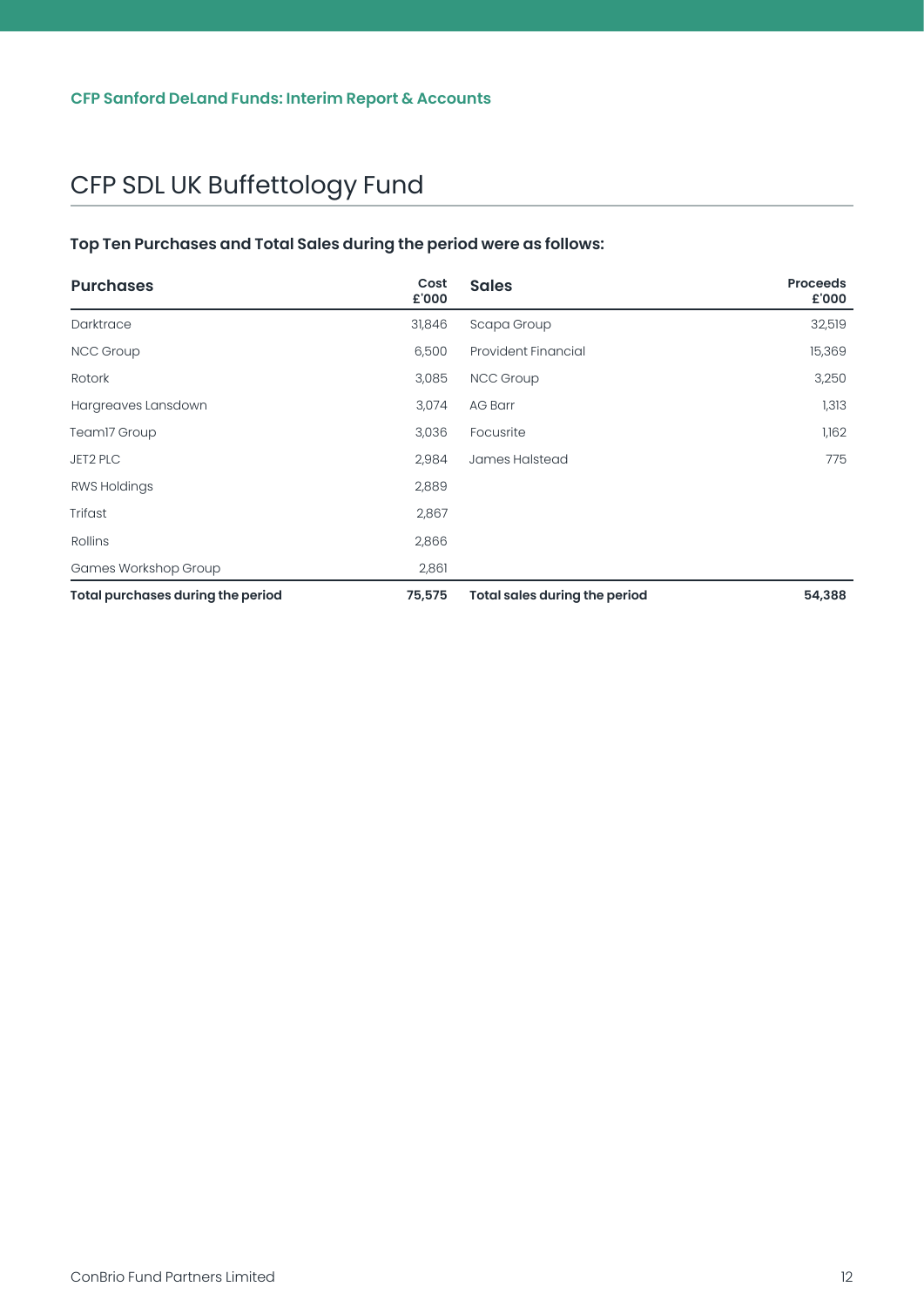# CFP SDL UK Buffettology Fund

### Top Ten Purchases and Total Sales during the period were as follows:

| Purchases | Cost £'000 | Sales | Proceeds £'000 |
|---|---|---|---|
| Darktrace | 31,846 | Scapa Group | 32,519 |
| NCC Group | 6,500 | Provident Financial | 15,369 |
| Rotork | 3,085 | NCC Group | 3,250 |
| Hargreaves Lansdown | 3,074 | AG Barr | 1,313 |
| Team17 Group | 3,036 | Focusrite | 1,162 |
| JET2 PLC | 2,984 | James Halstead | 775 |
| RWS Holdings | 2,889 | | |
| Trifast | 2,867 | | |
| Rollins | 2,866 | | |
| Games Workshop Group | 2,861 | | |
| **Total purchases during the period** | **75,575** | **Total sales during the period** | **54,388** |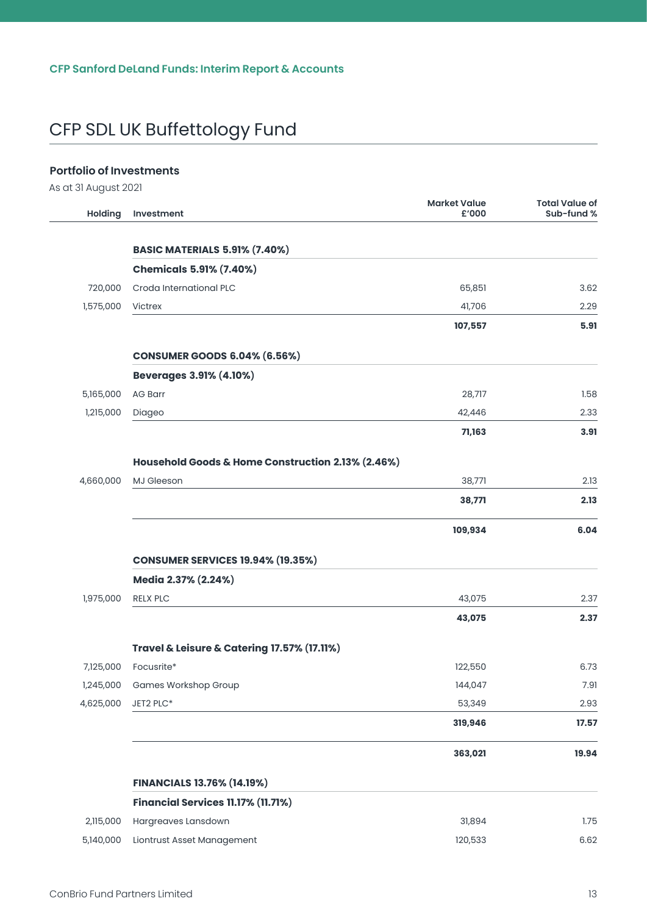# CFP SDL UK Buffettology Fund

## Portfolio of Investments

As at 31 August 2021

| Holding | Investment | Market Value £'000 | Total Value of Sub-fund % |
|---|---|---|---|
| | **BASIC MATERIALS 5.91% (7.40%)** | | |
| | **Chemicals 5.91% (7.40%)** | | |
| 720,000 | Croda International PLC | 65,851 | 3.62 |
| 1,575,000 | Victrex | 41,706 | 2.29 |
| | | **107,557** | **5.91** |
| | **CONSUMER GOODS 6.04% (6.56%)** | | |
| | **Beverages 3.91% (4.10%)** | | |
| 5,165,000 | AG Barr | 28,717 | 1.58 |
| 1,215,000 | Diageo | 42,446 | 2.33 |
| | | **71,163** | **3.91** |
| | **Household Goods & Home Construction 2.13% (2.46%)** | | |
| 4,660,000 | MJ Gleeson | 38,771 | 2.13 |
| | | **38,771** | **2.13** |
| | | **109,934** | **6.04** |
| | **CONSUMER SERVICES 19.94% (19.35%)** | | |
| | **Media 2.37% (2.24%)** | | |
| 1,975,000 | RELX PLC | 43,075 | 2.37 |
| | | **43,075** | **2.37** |
| | **Travel & Leisure & Catering 17.57% (17.11%)** | | |
| 7,125,000 | Focusrite* | 122,550 | 6.73 |
| 1,245,000 | Games Workshop Group | 144,047 | 7.91 |
| 4,625,000 | JET2 PLC* | 53,349 | 2.93 |
| | | **319,946** | **17.57** |
| | | **363,021** | **19.94** |
| | **FINANCIALS 13.76% (14.19%)** | | |
| | **Financial Services 11.17% (11.71%)** | | |
| 2,115,000 | Hargreaves Lansdown | 31,894 | 1.75 |
| 5,140,000 | Liontrust Asset Management | 120,533 | 6.62 |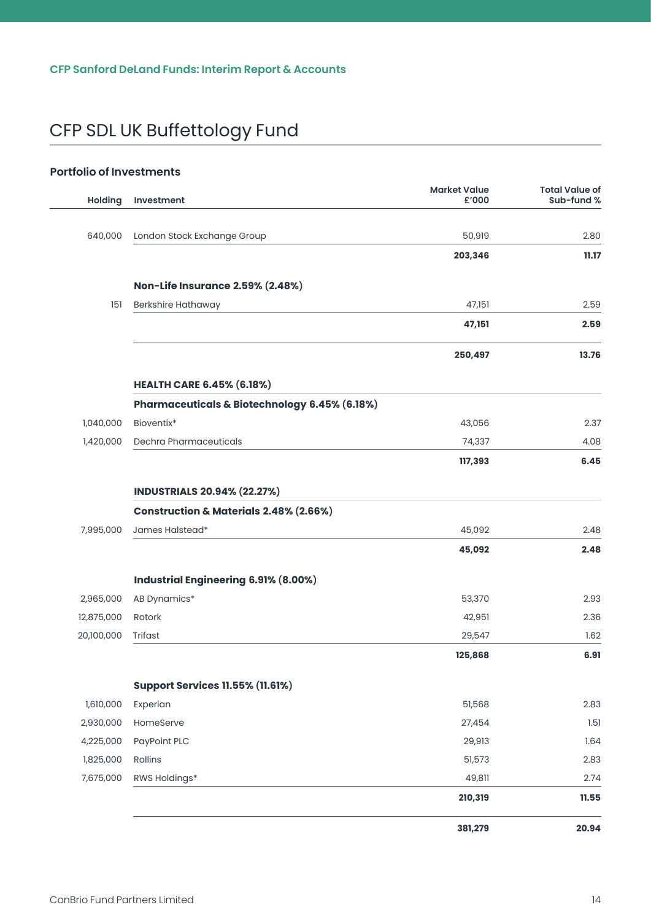CFP Sanford DeLand Funds: Interim Report & Accounts

# CFP SDL UK Buffettology Fund

## Portfolio of Investments

| Holding | Investment | Market Value £'000 | Total Value of Sub-fund % |
|---|---|---|---|
| 640,000 | London Stock Exchange Group | 50,919 | 2.80 |
| | | **203,346** | **11.17** |
| | **Non-Life Insurance 2.59% (2.48%)** | | |
| 151 | Berkshire Hathaway | 47,151 | 2.59 |
| | | **47,151** | **2.59** |
| | | **250,497** | **13.76** |
| | **HEALTH CARE 6.45% (6.18%)** | | |
| | **Pharmaceuticals & Biotechnology 6.45% (6.18%)** | | |
| 1,040,000 | Bioventix* | 43,056 | 2.37 |
| 1,420,000 | Dechra Pharmaceuticals | 74,337 | 4.08 |
| | | **117,393** | **6.45** |
| | **INDUSTRIALS 20.94% (22.27%)** | | |
| | **Construction & Materials 2.48% (2.66%)** | | |
| 7,995,000 | James Halstead* | 45,092 | 2.48 |
| | | **45,092** | **2.48** |
| | **Industrial Engineering 6.91% (8.00%)** | | |
| 2,965,000 | AB Dynamics* | 53,370 | 2.93 |
| 12,875,000 | Rotork | 42,951 | 2.36 |
| 20,100,000 | Trifast | 29,547 | 1.62 |
| | | **125,868** | **6.91** |
| | **Support Services 11.55% (11.61%)** | | |
| 1,610,000 | Experian | 51,568 | 2.83 |
| 2,930,000 | HomeServe | 27,454 | 1.51 |
| 4,225,000 | PayPoint PLC | 29,913 | 1.64 |
| 1,825,000 | Rollins | 51,573 | 2.83 |
| 7,675,000 | RWS Holdings* | 49,811 | 2.74 |
| | | **210,319** | **11.55** |
| | | **381,279** | **20.94** |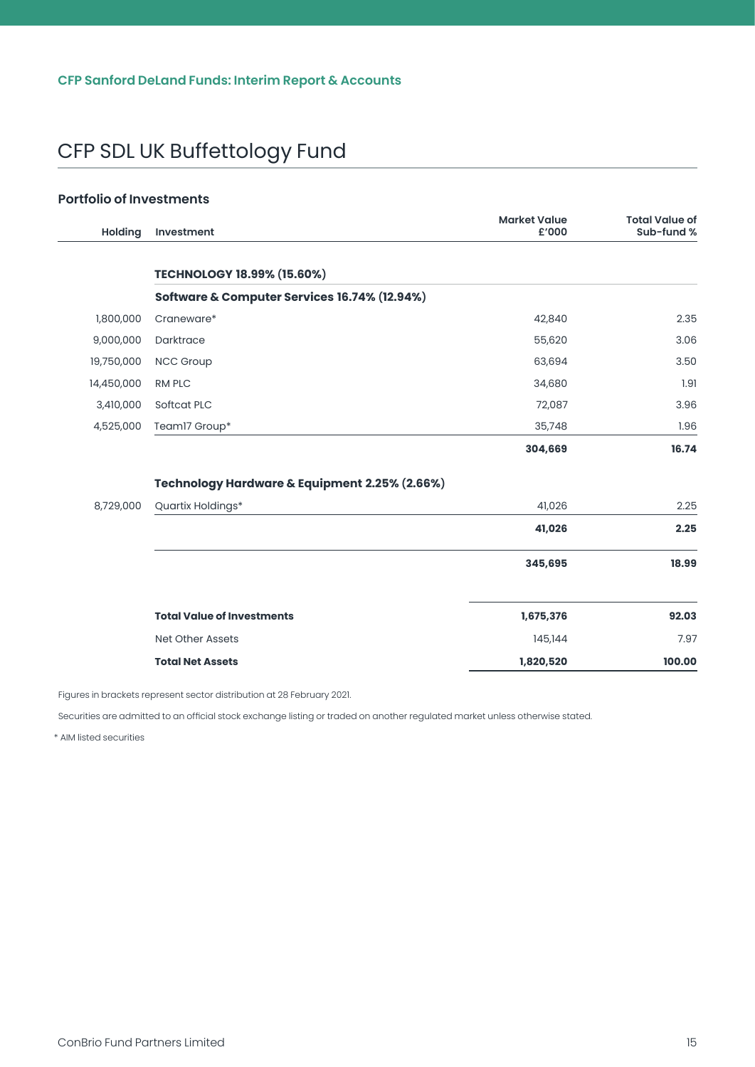CFP Sanford DeLand Funds: Interim Report & Accounts

# CFP SDL UK Buffettology Fund

### Portfolio of Investments

| Holding | Investment | Market Value £'000 | Total Value of Sub-fund % |
|---|---|---|---|
| | **TECHNOLOGY 18.99% (15.60%)** | | |
| | **Software & Computer Services 16.74% (12.94%)** | | |
| 1,800,000 | Craneware* | 42,840 | 2.35 |
| 9,000,000 | Darktrace | 55,620 | 3.06 |
| 19,750,000 | NCC Group | 63,694 | 3.50 |
| 14,450,000 | RM PLC | 34,680 | 1.91 |
| 3,410,000 | Softcat PLC | 72,087 | 3.96 |
| 4,525,000 | Team17 Group* | 35,748 | 1.96 |
| | | **304,669** | **16.74** |
| | **Technology Hardware & Equipment 2.25% (2.66%)** | | |
| 8,729,000 | Quartix Holdings* | 41,026 | 2.25 |
| | | **41,026** | **2.25** |
| | | **345,695** | **18.99** |
| | **Total Value of Investments** | **1,675,376** | **92.03** |
| | Net Other Assets | 145,144 | 7.97 |
| | **Total Net Assets** | **1,820,520** | **100.00** |

Figures in brackets represent sector distribution at 28 February 2021.

Securities are admitted to an official stock exchange listing or traded on another regulated market unless otherwise stated.

\* AIM listed securities

ConBrio Fund Partners Limited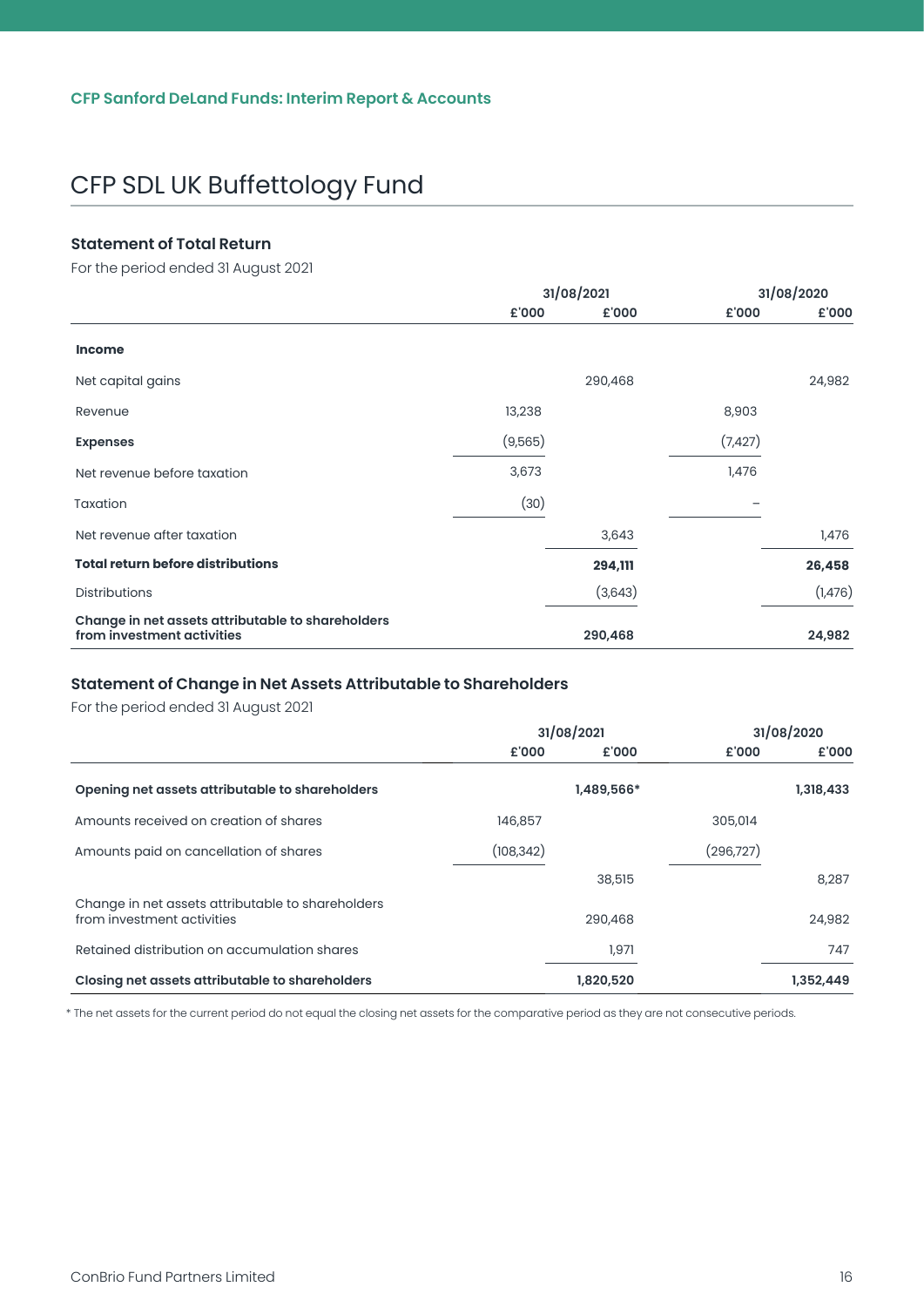# CFP SDL UK Buffettology Fund

### Statement of Total Return

For the period ended 31 August 2021

| | 31/08/2021 | | 31/08/2020 | |
|---|---|---|---|---|
| | £'000 | £'000 | £'000 | £'000 |
| **Income** | | | | |
| Net capital gains | | 290,468 | | 24,982 |
| Revenue | 13,238 | | 8,903 | |
| **Expenses** | (9,565) | | (7,427) | |
| Net revenue before taxation | 3,673 | | 1,476 | |
| Taxation | (30) | | – | |
| Net revenue after taxation | | 3,643 | | 1,476 |
| **Total return before distributions** | | **294,111** | | **26,458** |
| Distributions | | (3,643) | | (1,476) |
| **Change in net assets attributable to shareholders from investment activities** | | **290,468** | | **24,982** |

### Statement of Change in Net Assets Attributable to Shareholders

For the period ended 31 August 2021

| | 31/08/2021 | | 31/08/2020 | |
|---|---|---|---|---|
| | £'000 | £'000 | £'000 | £'000 |
| **Opening net assets attributable to shareholders** | | **1,489,566*** | | **1,318,433** |
| Amounts received on creation of shares | 146,857 | | 305,014 | |
| Amounts paid on cancellation of shares | (108,342) | | (296,727) | |
| | | 38,515 | | 8,287 |
| Change in net assets attributable to shareholders from investment activities | | 290,468 | | 24,982 |
| Retained distribution on accumulation shares | | 1,971 | | 747 |
| **Closing net assets attributable to shareholders** | | **1,820,520** | | **1,352,449** |

* The net assets for the current period do not equal the closing net assets for the comparative period as they are not consecutive periods.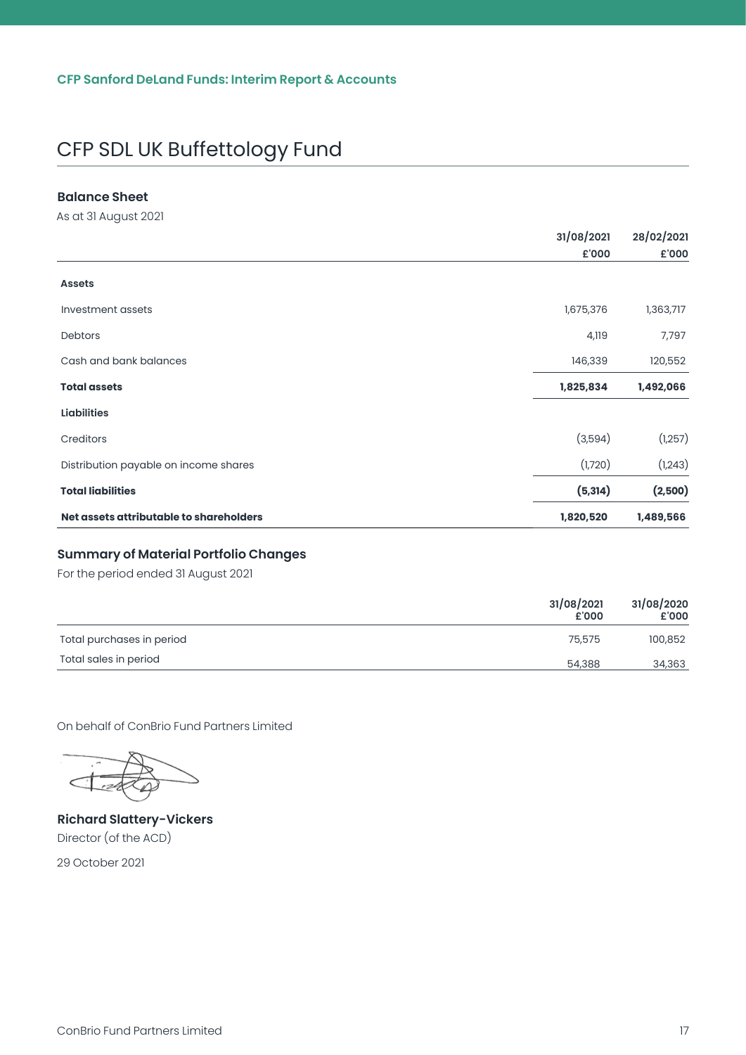CFP Sanford DeLand Funds: Interim Report & Accounts

# CFP SDL UK Buffettology Fund

### Balance Sheet

As at 31 August 2021

| | 31/08/2021 £'000 | 28/02/2021 £'000 |
|---|---|---|
| **Assets** | | |
| Investment assets | 1,675,376 | 1,363,717 |
| Debtors | 4,119 | 7,797 |
| Cash and bank balances | 146,339 | 120,552 |
| **Total assets** | **1,825,834** | **1,492,066** |
| **Liabilities** | | |
| Creditors | (3,594) | (1,257) |
| Distribution payable on income shares | (1,720) | (1,243) |
| **Total liabilities** | **(5,314)** | **(2,500)** |
| **Net assets attributable to shareholders** | **1,820,520** | **1,489,566** |

### Summary of Material Portfolio Changes

For the period ended 31 August 2021

| | 31/08/2021 £'000 | 31/08/2020 £'000 |
|---|---|---|
| Total purchases in period | 75,575 | 100,852 |
| Total sales in period | 54,388 | 34,363 |

On behalf of ConBrio Fund Partners Limited

**Richard Slattery-Vickers**
Director (of the ACD)

29 October 2021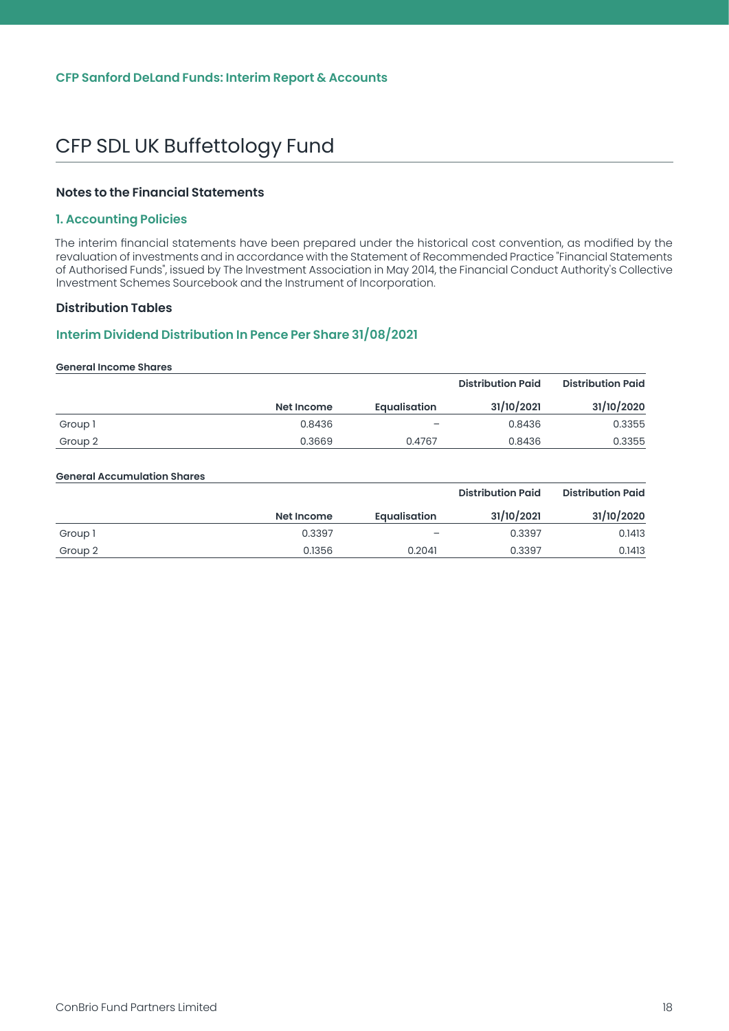# CFP SDL UK Buffettology Fund

### Notes to the Financial Statements

#### 1. Accounting Policies

The interim financial statements have been prepared under the historical cost convention, as modified by the revaluation of investments and in accordance with the Statement of Recommended Practice "Financial Statements of Authorised Funds", issued by The Investment Association in May 2014, the Financial Conduct Authority's Collective Investment Schemes Sourcebook and the Instrument of Incorporation.

### Distribution Tables

#### Interim Dividend Distribution In Pence Per Share 31/08/2021

**General Income Shares**

| | Net Income | Equalisation | Distribution Paid 31/10/2021 | Distribution Paid 31/10/2020 |
|---|---|---|---|---|
| Group 1 | 0.8436 | – | 0.8436 | 0.3355 |
| Group 2 | 0.3669 | 0.4767 | 0.8436 | 0.3355 |

**General Accumulation Shares**

| | Net Income | Equalisation | Distribution Paid 31/10/2021 | Distribution Paid 31/10/2020 |
|---|---|---|---|---|
| Group 1 | 0.3397 | – | 0.3397 | 0.1413 |
| Group 2 | 0.1356 | 0.2041 | 0.3397 | 0.1413 |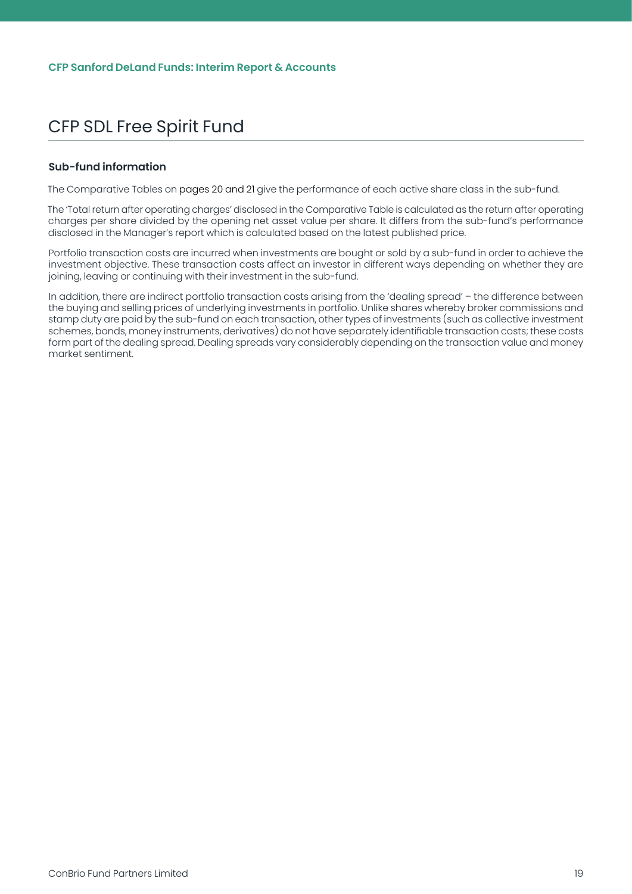# CFP SDL Free Spirit Fund

### Sub-fund information

The Comparative Tables on pages 20 and 21 give the performance of each active share class in the sub-fund.

The 'Total return after operating charges' disclosed in the Comparative Table is calculated as the return after operating charges per share divided by the opening net asset value per share. It differs from the sub-fund's performance disclosed in the Manager's report which is calculated based on the latest published price.

Portfolio transaction costs are incurred when investments are bought or sold by a sub-fund in order to achieve the investment objective. These transaction costs affect an investor in different ways depending on whether they are joining, leaving or continuing with their investment in the sub-fund.

In addition, there are indirect portfolio transaction costs arising from the 'dealing spread' – the difference between the buying and selling prices of underlying investments in portfolio. Unlike shares whereby broker commissions and stamp duty are paid by the sub-fund on each transaction, other types of investments (such as collective investment schemes, bonds, money instruments, derivatives) do not have separately identifiable transaction costs; these costs form part of the dealing spread. Dealing spreads vary considerably depending on the transaction value and money market sentiment.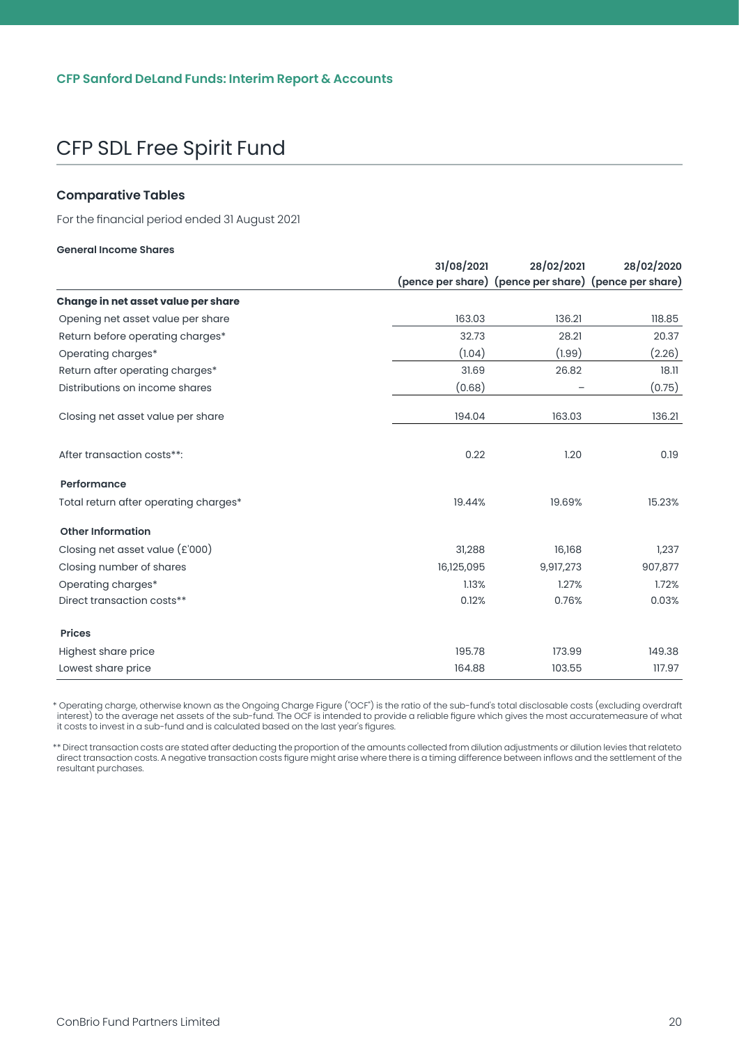CFP Sanford DeLand Funds: Interim Report & Accounts

# CFP SDL Free Spirit Fund

## Comparative Tables

For the financial period ended 31 August 2021

**General Income Shares**

| | 31/08/2021 (pence per share) | 28/02/2021 (pence per share) | 28/02/2020 (pence per share) |
|---|---|---|---|
| **Change in net asset value per share** | | | |
| Opening net asset value per share | 163.03 | 136.21 | 118.85 |
| Return before operating charges* | 32.73 | 28.21 | 20.37 |
| Operating charges* | (1.04) | (1.99) | (2.26) |
| Return after operating charges* | 31.69 | 26.82 | 18.11 |
| Distributions on income shares | (0.68) | – | (0.75) |
| Closing net asset value per share | 194.04 | 163.03 | 136.21 |
| After transaction costs**: | 0.22 | 1.20 | 0.19 |
| **Performance** | | | |
| Total return after operating charges* | 19.44% | 19.69% | 15.23% |
| **Other Information** | | | |
| Closing net asset value (£'000) | 31,288 | 16,168 | 1,237 |
| Closing number of shares | 16,125,095 | 9,917,273 | 907,877 |
| Operating charges* | 1.13% | 1.27% | 1.72% |
| Direct transaction costs** | 0.12% | 0.76% | 0.03% |
| **Prices** | | | |
| Highest share price | 195.78 | 173.99 | 149.38 |
| Lowest share price | 164.88 | 103.55 | 117.97 |

\* Operating charge, otherwise known as the Ongoing Charge Figure ("OCF") is the ratio of the sub-fund's total disclosable costs (excluding overdraft interest) to the average net assets of the sub-fund. The OCF is intended to provide a reliable figure which gives the most accuratemeasure of what it costs to invest in a sub-fund and is calculated based on the last year's figures.

\*\* Direct transaction costs are stated after deducting the proportion of the amounts collected from dilution adjustments or dilution levies that relateto direct transaction costs. A negative transaction costs figure might arise where there is a timing difference between inflows and the settlement of the resultant purchases.

ConBrio Fund Partners Limited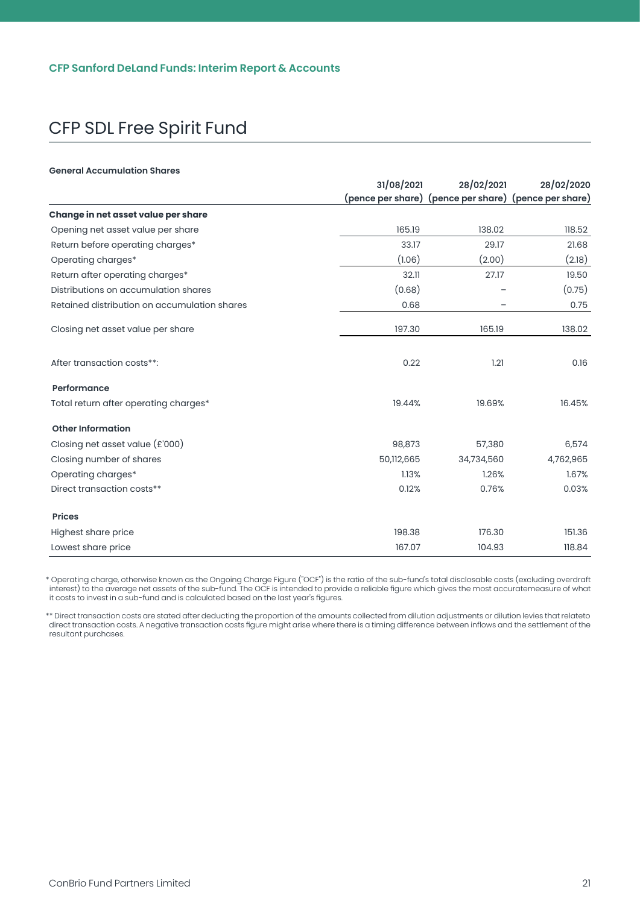# CFP SDL Free Spirit Fund

**General Accumulation Shares**

| | 31/08/2021 (pence per share) | 28/02/2021 (pence per share) | 28/02/2020 (pence per share) |
|---|---|---|---|
| **Change in net asset value per share** | | | |
| Opening net asset value per share | 165.19 | 138.02 | 118.52 |
| Return before operating charges* | 33.17 | 29.17 | 21.68 |
| Operating charges* | (1.06) | (2.00) | (2.18) |
| Return after operating charges* | 32.11 | 27.17 | 19.50 |
| Distributions on accumulation shares | (0.68) | – | (0.75) |
| Retained distribution on accumulation shares | 0.68 | – | 0.75 |
| Closing net asset value per share | 197.30 | 165.19 | 138.02 |
| After transaction costs**: | 0.22 | 1.21 | 0.16 |
| **Performance** | | | |
| Total return after operating charges* | 19.44% | 19.69% | 16.45% |
| **Other Information** | | | |
| Closing net asset value (£'000) | 98,873 | 57,380 | 6,574 |
| Closing number of shares | 50,112,665 | 34,734,560 | 4,762,965 |
| Operating charges* | 1.13% | 1.26% | 1.67% |
| Direct transaction costs** | 0.12% | 0.76% | 0.03% |
| **Prices** | | | |
| Highest share price | 198.38 | 176.30 | 151.36 |
| Lowest share price | 167.07 | 104.93 | 118.84 |

* Operating charge, otherwise known as the Ongoing Charge Figure ("OCF") is the ratio of the sub-fund's total disclosable costs (excluding overdraft interest) to the average net assets of the sub-fund. The OCF is intended to provide a reliable figure which gives the most accuratemeasure of what it costs to invest in a sub-fund and is calculated based on the last year's figures.

** Direct transaction costs are stated after deducting the proportion of the amounts collected from dilution adjustments or dilution levies that relateto direct transaction costs. A negative transaction costs figure might arise where there is a timing difference between inflows and the settlement of the resultant purchases.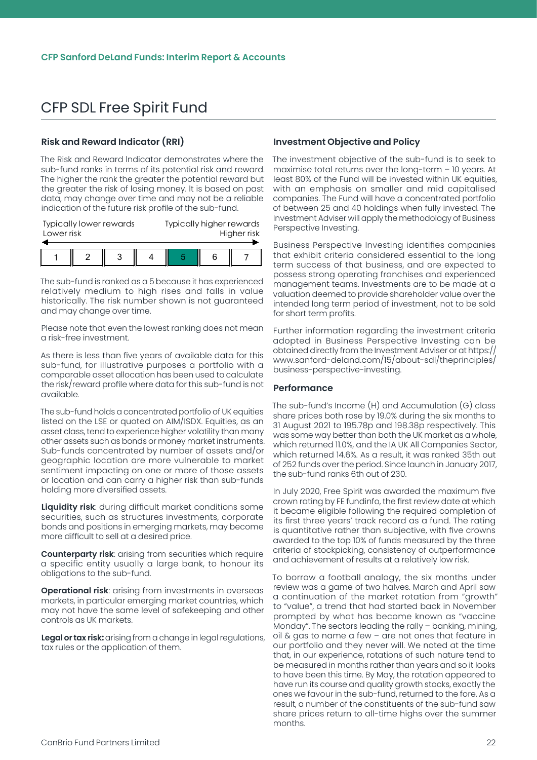# CFP SDL Free Spirit Fund

## Risk and Reward Indicator (RRI)

The Risk and Reward Indicator demonstrates where the sub-fund ranks in terms of its potential risk and reward. The higher the rank the greater the potential reward but the greater the risk of losing money. It is based on past data, may change over time and may not be a reliable indication of the future risk profile of the sub-fund.

| Typically lower rewards<br>Lower risk | | | | | | Typically higher rewards<br>Higher risk |
|---|---|---|---|---|---|---|
| 1 | 2 | 3 | 4 | **5** | 6 | 7 |

The sub-fund is ranked as a 5 because it has experienced relatively medium to high rises and falls in value historically. The risk number shown is not guaranteed and may change over time.

Please note that even the lowest ranking does not mean a risk-free investment.

As there is less than five years of available data for this sub-fund, for illustrative purposes a portfolio with a comparable asset allocation has been used to calculate the risk/reward profile where data for this sub-fund is not available.

The sub-fund holds a concentrated portfolio of UK equities listed on the LSE or quoted on AIM/ISDX. Equities, as an asset class, tend to experience higher volatility than many other assets such as bonds or money market instruments. Sub-funds concentrated by number of assets and/or geographic location are more vulnerable to market sentiment impacting on one or more of those assets or location and can carry a higher risk than sub-funds holding more diversified assets.

**Liquidity risk**: during difficult market conditions some securities, such as structures investments, corporate bonds and positions in emerging markets, may become more difficult to sell at a desired price.

**Counterparty risk**: arising from securities which require a specific entity usually a large bank, to honour its obligations to the sub-fund.

**Operational risk**: arising from investments in overseas markets, in particular emerging market countries, which may not have the same level of safekeeping and other controls as UK markets.

**Legal or tax risk:** arising from a change in legal regulations, tax rules or the application of them.

## Investment Objective and Policy

The investment objective of the sub-fund is to seek to maximise total returns over the long-term – 10 years. At least 80% of the Fund will be invested within UK equities, with an emphasis on smaller and mid capitalised companies. The Fund will have a concentrated portfolio of between 25 and 40 holdings when fully invested. The Investment Adviser will apply the methodology of Business Perspective Investing.

Business Perspective Investing identifies companies that exhibit criteria considered essential to the long term success of that business, and are expected to possess strong operating franchises and experienced management teams. Investments are to be made at a valuation deemed to provide shareholder value over the intended long term period of investment, not to be sold for short term profits.

Further information regarding the investment criteria adopted in Business Perspective Investing can be obtained directly from the Investment Adviser or at https://www.sanford-deland.com/15/about-sdl/theprinciples/business-perspective-investing.

## Performance

The sub-fund's Income (H) and Accumulation (G) class share prices both rose by 19.0% during the six months to 31 August 2021 to 195.78p and 198.38p respectively. This was some way better than both the UK market as a whole, which returned 11.0%, and the IA UK All Companies Sector, which returned 14.6%. As a result, it was ranked 35th out of 252 funds over the period. Since launch in January 2017, the sub-fund ranks 6th out of 230.

In July 2020, Free Spirit was awarded the maximum five crown rating by FE fundinfo, the first review date at which it became eligible following the required completion of its first three years' track record as a fund. The rating is quantitative rather than subjective, with five crowns awarded to the top 10% of funds measured by the three criteria of stockpicking, consistency of outperformance and achievement of results at a relatively low risk.

To borrow a football analogy, the six months under review was a game of two halves. March and April saw a continuation of the market rotation from "growth" to "value", a trend that had started back in November prompted by what has become known as "vaccine Monday". The sectors leading the rally – banking, mining, oil & gas to name a few – are not ones that feature in our portfolio and they never will. We noted at the time that, in our experience, rotations of such nature tend to be measured in months rather than years and so it looks to have been this time. By May, the rotation appeared to have run its course and quality growth stocks, exactly the ones we favour in the sub-fund, returned to the fore. As a result, a number of the constituents of the sub-fund saw share prices return to all-time highs over the summer months.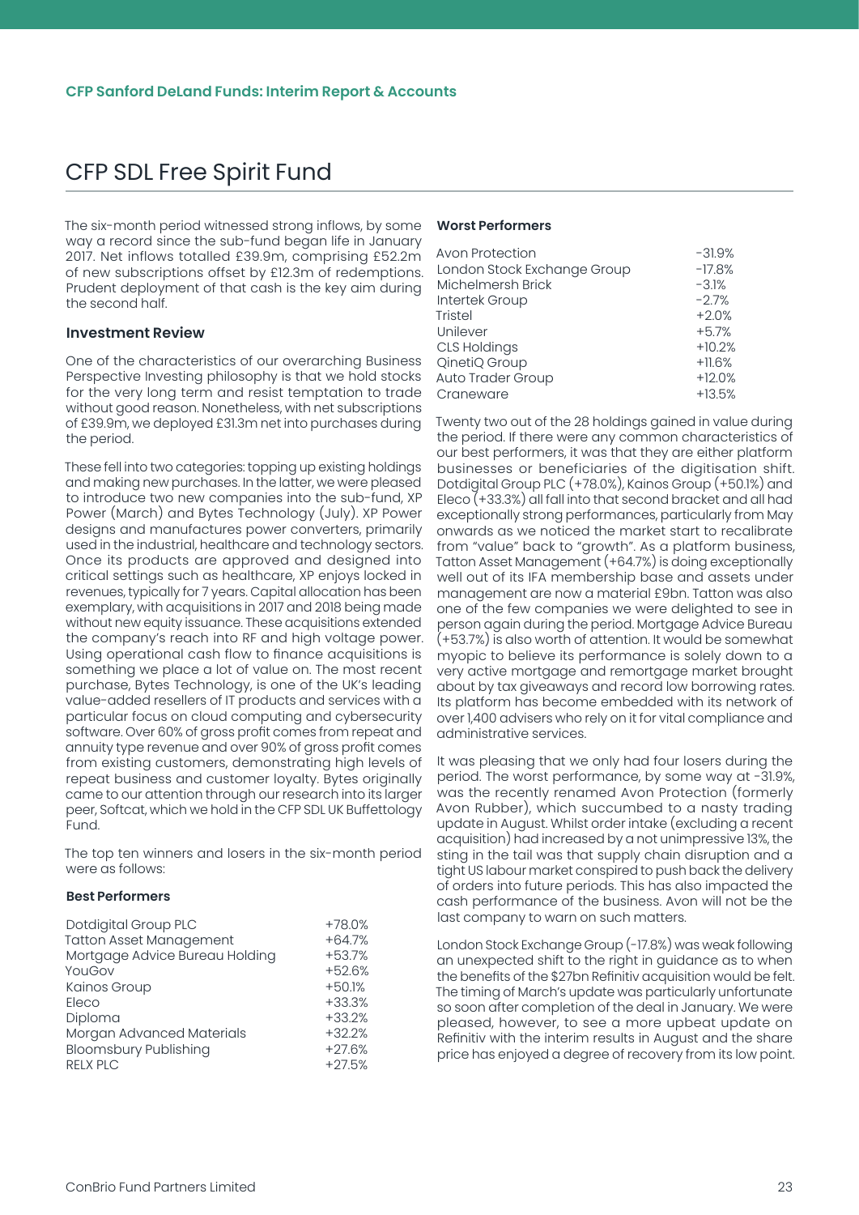# CFP SDL Free Spirit Fund

The six-month period witnessed strong inflows, by some way a record since the sub-fund began life in January 2017. Net inflows totalled £39.9m, comprising £52.2m of new subscriptions offset by £12.3m of redemptions. Prudent deployment of that cash is the key aim during the second half.

### Investment Review

One of the characteristics of our overarching Business Perspective Investing philosophy is that we hold stocks for the very long term and resist temptation to trade without good reason. Nonetheless, with net subscriptions of £39.9m, we deployed £31.3m net into purchases during the period.

These fell into two categories: topping up existing holdings and making new purchases. In the latter, we were pleased to introduce two new companies into the sub-fund, XP Power (March) and Bytes Technology (July). XP Power designs and manufactures power converters, primarily used in the industrial, healthcare and technology sectors. Once its products are approved and designed into critical settings such as healthcare, XP enjoys locked in revenues, typically for 7 years. Capital allocation has been exemplary, with acquisitions in 2017 and 2018 being made without new equity issuance. These acquisitions extended the company's reach into RF and high voltage power. Using operational cash flow to finance acquisitions is something we place a lot of value on. The most recent purchase, Bytes Technology, is one of the UK's leading value-added resellers of IT products and services with a particular focus on cloud computing and cybersecurity software. Over 60% of gross profit comes from repeat and annuity type revenue and over 90% of gross profit comes from existing customers, demonstrating high levels of repeat business and customer loyalty. Bytes originally came to our attention through our research into its larger peer, Softcat, which we hold in the CFP SDL UK Buffettology Fund.

The top ten winners and losers in the six-month period were as follows:

**Best Performers**

| | |
|---|---|
| Dotdigital Group PLC | +78.0% |
| Tatton Asset Management | +64.7% |
| Mortgage Advice Bureau Holding | +53.7% |
| YouGov | +52.6% |
| Kainos Group | +50.1% |
| Eleco | +33.3% |
| Diploma | +33.2% |
| Morgan Advanced Materials | +32.2% |
| Bloomsbury Publishing | +27.6% |
| RELX PLC | +27.5% |

**Worst Performers**

| | |
|---|---|
| Avon Protection | -31.9% |
| London Stock Exchange Group | -17.8% |
| Michelmersh Brick | -3.1% |
| Intertek Group | -2.7% |
| Tristel | +2.0% |
| Unilever | +5.7% |
| CLS Holdings | +10.2% |
| QinetiQ Group | +11.6% |
| Auto Trader Group | +12.0% |
| Craneware | +13.5% |

Twenty two out of the 28 holdings gained in value during the period. If there were any common characteristics of our best performers, it was that they are either platform businesses or beneficiaries of the digitisation shift. Dotdigital Group PLC (+78.0%), Kainos Group (+50.1%) and Eleco (+33.3%) all fall into that second bracket and all had exceptionally strong performances, particularly from May onwards as we noticed the market start to recalibrate from "value" back to "growth". As a platform business, Tatton Asset Management (+64.7%) is doing exceptionally well out of its IFA membership base and assets under management are now a material £9bn. Tatton was also one of the few companies we were delighted to see in person again during the period. Mortgage Advice Bureau (+53.7%) is also worth of attention. It would be somewhat myopic to believe its performance is solely down to a very active mortgage and remortgage market brought about by tax giveaways and record low borrowing rates. Its platform has become embedded with its network of over 1,400 advisers who rely on it for vital compliance and administrative services.

It was pleasing that we only had four losers during the period. The worst performance, by some way at -31.9%, was the recently renamed Avon Protection (formerly Avon Rubber), which succumbed to a nasty trading update in August. Whilst order intake (excluding a recent acquisition) had increased by a not unimpressive 13%, the sting in the tail was that supply chain disruption and a tight US labour market conspired to push back the delivery of orders into future periods. This has also impacted the cash performance of the business. Avon will not be the last company to warn on such matters.

London Stock Exchange Group (-17.8%) was weak following an unexpected shift to the right in guidance as to when the benefits of the $27bn Refinitiv acquisition would be felt. The timing of March's update was particularly unfortunate so soon after completion of the deal in January. We were pleased, however, to see a more upbeat update on Refinitiv with the interim results in August and the share price has enjoyed a degree of recovery from its low point.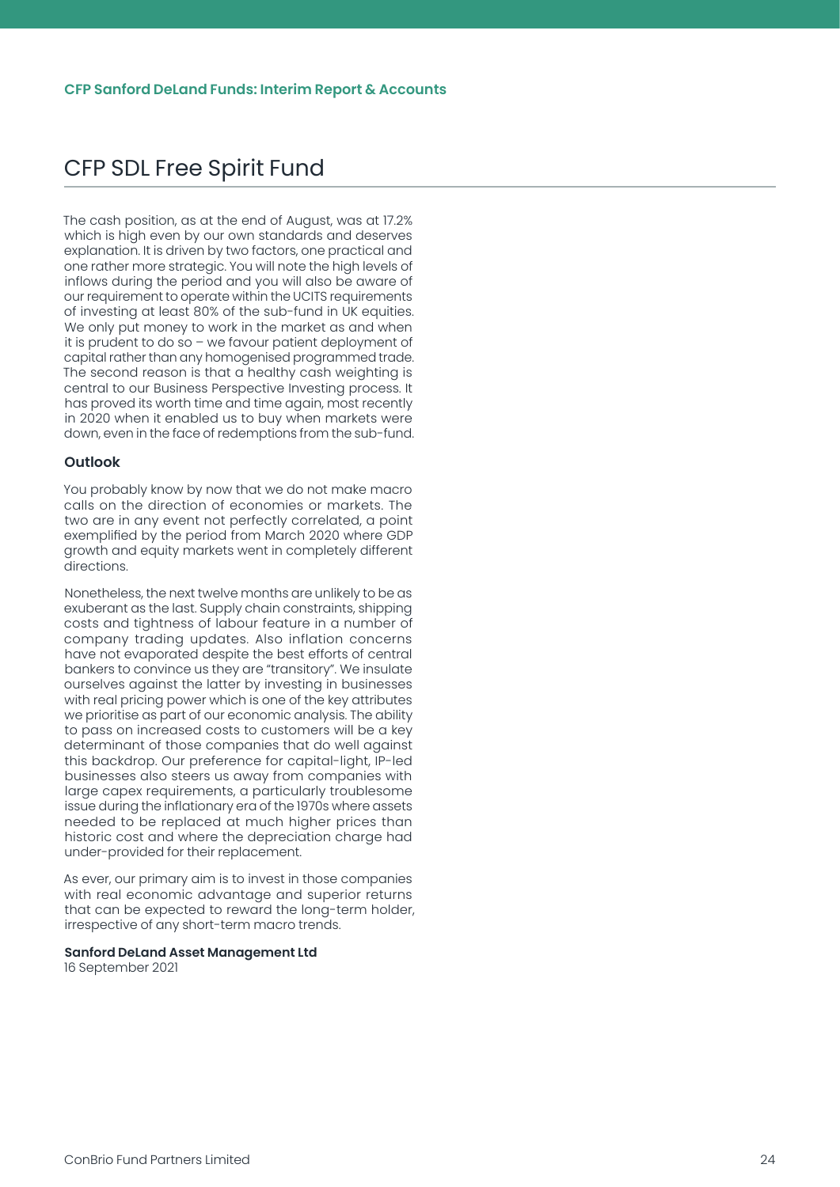# CFP SDL Free Spirit Fund

The cash position, as at the end of August, was at 17.2% which is high even by our own standards and deserves explanation. It is driven by two factors, one practical and one rather more strategic. You will note the high levels of inflows during the period and you will also be aware of our requirement to operate within the UCITS requirements of investing at least 80% of the sub-fund in UK equities. We only put money to work in the market as and when it is prudent to do so – we favour patient deployment of capital rather than any homogenised programmed trade. The second reason is that a healthy cash weighting is central to our Business Perspective Investing process. It has proved its worth time and time again, most recently in 2020 when it enabled us to buy when markets were down, even in the face of redemptions from the sub-fund.

### Outlook

You probably know by now that we do not make macro calls on the direction of economies or markets. The two are in any event not perfectly correlated, a point exemplified by the period from March 2020 where GDP growth and equity markets went in completely different directions.

Nonetheless, the next twelve months are unlikely to be as exuberant as the last. Supply chain constraints, shipping costs and tightness of labour feature in a number of company trading updates. Also inflation concerns have not evaporated despite the best efforts of central bankers to convince us they are "transitory". We insulate ourselves against the latter by investing in businesses with real pricing power which is one of the key attributes we prioritise as part of our economic analysis. The ability to pass on increased costs to customers will be a key determinant of those companies that do well against this backdrop. Our preference for capital-light, IP-led businesses also steers us away from companies with large capex requirements, a particularly troublesome issue during the inflationary era of the 1970s where assets needed to be replaced at much higher prices than historic cost and where the depreciation charge had under-provided for their replacement.

As ever, our primary aim is to invest in those companies with real economic advantage and superior returns that can be expected to reward the long-term holder, irrespective of any short-term macro trends.

**Sanford DeLand Asset Management Ltd**
16 September 2021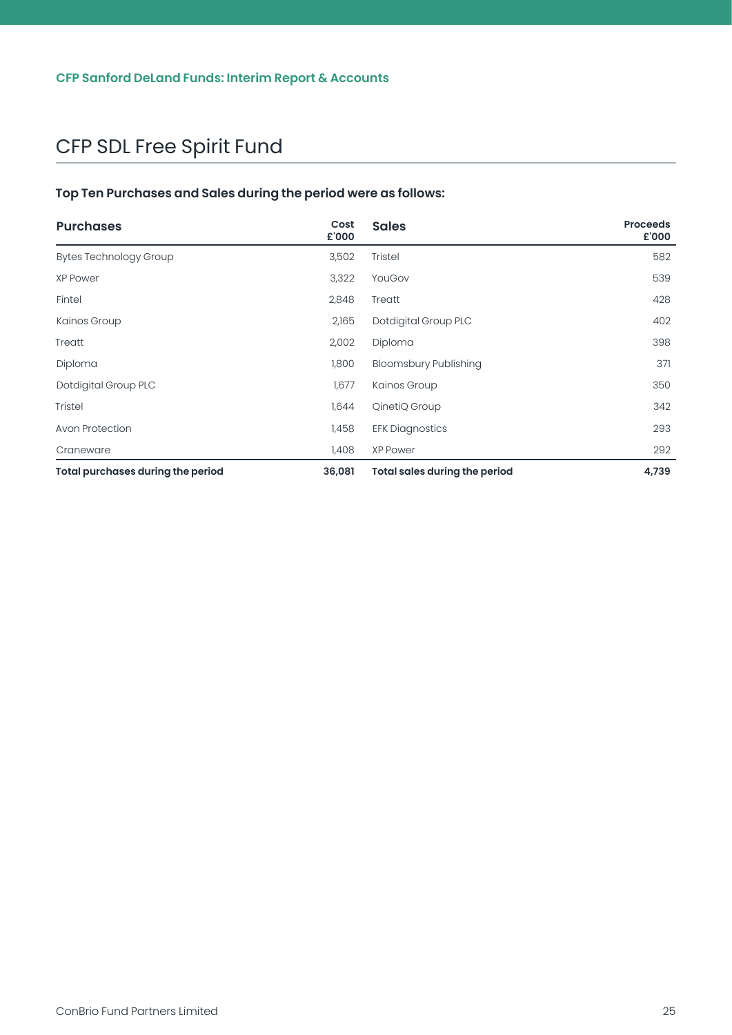# CFP SDL Free Spirit Fund

### Top Ten Purchases and Sales during the period were as follows:

| Purchases | Cost £'000 | Sales | Proceeds £'000 |
|---|---|---|---|
| Bytes Technology Group | 3,502 | Tristel | 582 |
| XP Power | 3,322 | YouGov | 539 |
| Fintel | 2,848 | Treatt | 428 |
| Kainos Group | 2,165 | Dotdigital Group PLC | 402 |
| Treatt | 2,002 | Diploma | 398 |
| Diploma | 1,800 | Bloomsbury Publishing | 371 |
| Dotdigital Group PLC | 1,677 | Kainos Group | 350 |
| Tristel | 1,644 | QinetiQ Group | 342 |
| Avon Protection | 1,458 | EFK Diagnostics | 293 |
| Craneware | 1,408 | XP Power | 292 |
| **Total purchases during the period** | **36,081** | **Total sales during the period** | **4,739** |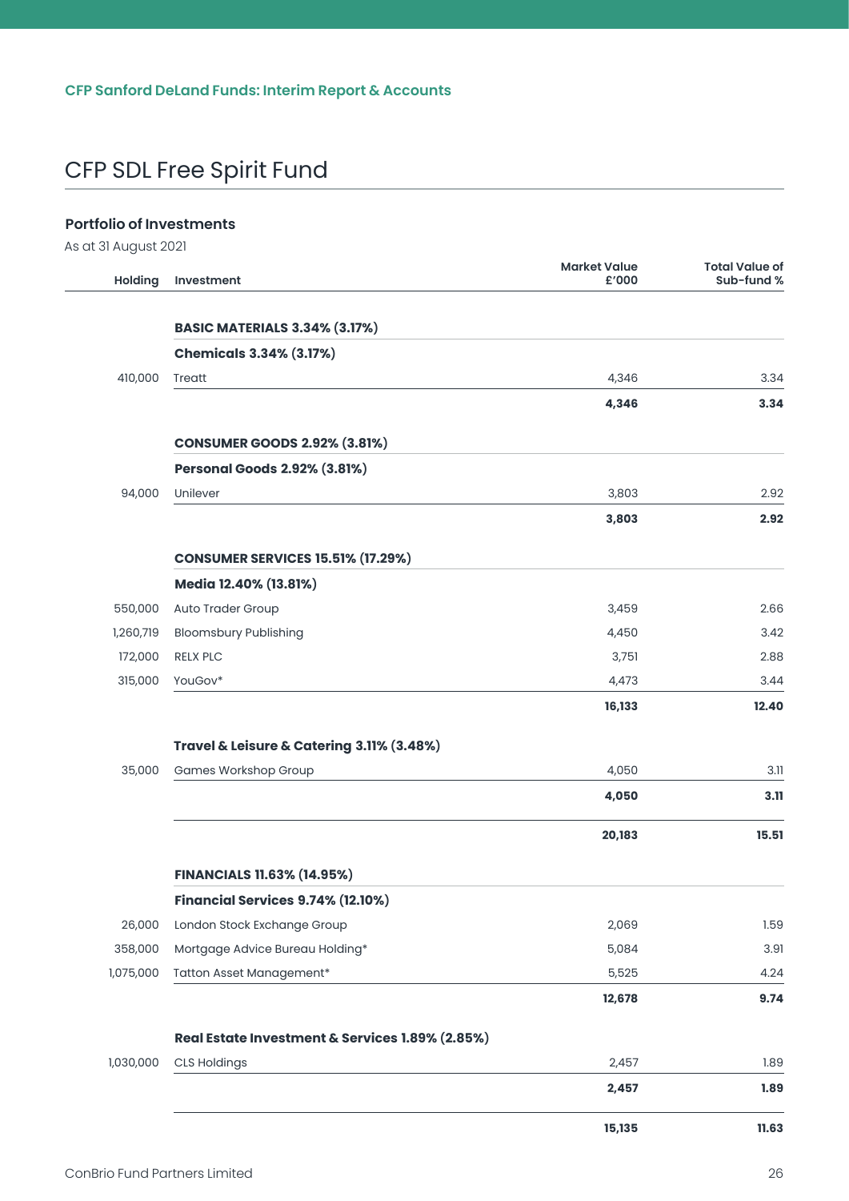# CFP SDL Free Spirit Fund

## Portfolio of Investments

As at 31 August 2021

| Holding | Investment | Market Value £'000 | Total Value of Sub-fund % |
|---|---|---|---|
| | **BASIC MATERIALS 3.34% (3.17%)** | | |
| | **Chemicals 3.34% (3.17%)** | | |
| 410,000 | Treatt | 4,346 | 3.34 |
| | | **4,346** | **3.34** |
| | **CONSUMER GOODS 2.92% (3.81%)** | | |
| | **Personal Goods 2.92% (3.81%)** | | |
| 94,000 | Unilever | 3,803 | 2.92 |
| | | **3,803** | **2.92** |
| | **CONSUMER SERVICES 15.51% (17.29%)** | | |
| | **Media 12.40% (13.81%)** | | |
| 550,000 | Auto Trader Group | 3,459 | 2.66 |
| 1,260,719 | Bloomsbury Publishing | 4,450 | 3.42 |
| 172,000 | RELX PLC | 3,751 | 2.88 |
| 315,000 | YouGov* | 4,473 | 3.44 |
| | | **16,133** | **12.40** |
| | **Travel & Leisure & Catering 3.11% (3.48%)** | | |
| 35,000 | Games Workshop Group | 4,050 | 3.11 |
| | | **4,050** | **3.11** |
| | | **20,183** | **15.51** |
| | **FINANCIALS 11.63% (14.95%)** | | |
| | **Financial Services 9.74% (12.10%)** | | |
| 26,000 | London Stock Exchange Group | 2,069 | 1.59 |
| 358,000 | Mortgage Advice Bureau Holding* | 5,084 | 3.91 |
| 1,075,000 | Tatton Asset Management* | 5,525 | 4.24 |
| | | **12,678** | **9.74** |
| | **Real Estate Investment & Services 1.89% (2.85%)** | | |
| 1,030,000 | CLS Holdings | 2,457 | 1.89 |
| | | **2,457** | **1.89** |
| | | **15,135** | **11.63** |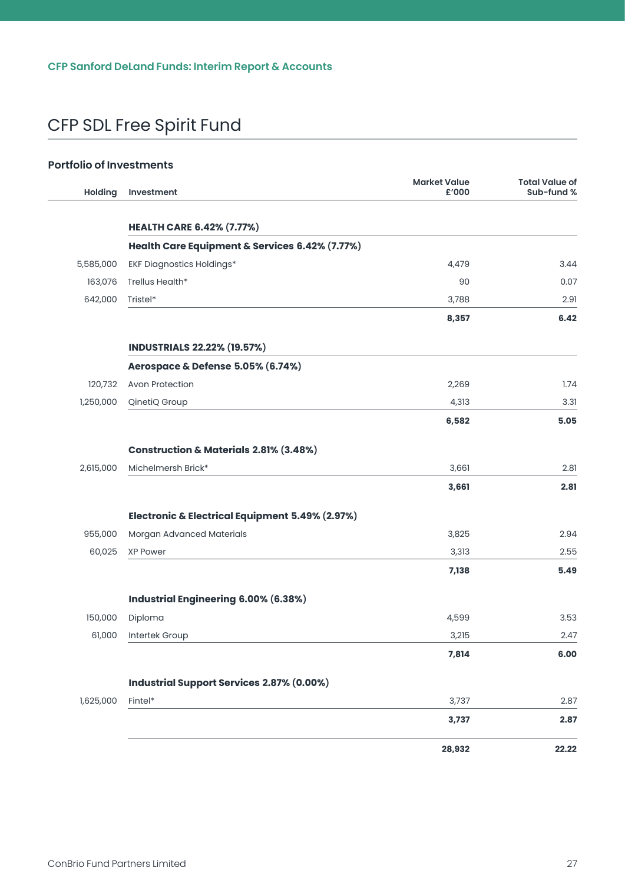## CFP Sanford DeLand Funds: Interim Report & Accounts

# CFP SDL Free Spirit Fund

### Portfolio of Investments

| Holding | Investment | Market Value £'000 | Total Value of Sub-fund % |
|---|---|---|---|
| | **HEALTH CARE 6.42% (7.77%)** | | |
| | **Health Care Equipment & Services 6.42% (7.77%)** | | |
| 5,585,000 | EKF Diagnostics Holdings* | 4,479 | 3.44 |
| 163,076 | Trellus Health* | 90 | 0.07 |
| 642,000 | Tristel* | 3,788 | 2.91 |
| | | **8,357** | **6.42** |
| | **INDUSTRIALS 22.22% (19.57%)** | | |
| | **Aerospace & Defense 5.05% (6.74%)** | | |
| 120,732 | Avon Protection | 2,269 | 1.74 |
| 1,250,000 | QinetiQ Group | 4,313 | 3.31 |
| | | **6,582** | **5.05** |
| | **Construction & Materials 2.81% (3.48%)** | | |
| 2,615,000 | Michelmersh Brick* | 3,661 | 2.81 |
| | | **3,661** | **2.81** |
| | **Electronic & Electrical Equipment 5.49% (2.97%)** | | |
| 955,000 | Morgan Advanced Materials | 3,825 | 2.94 |
| 60,025 | XP Power | 3,313 | 2.55 |
| | | **7,138** | **5.49** |
| | **Industrial Engineering 6.00% (6.38%)** | | |
| 150,000 | Diploma | 4,599 | 3.53 |
| 61,000 | Intertek Group | 3,215 | 2.47 |
| | | **7,814** | **6.00** |
| | **Industrial Support Services 2.87% (0.00%)** | | |
| 1,625,000 | Fintel* | 3,737 | 2.87 |
| | | **3,737** | **2.87** |
| | | **28,932** | **22.22** |

ConBrio Fund Partners Limited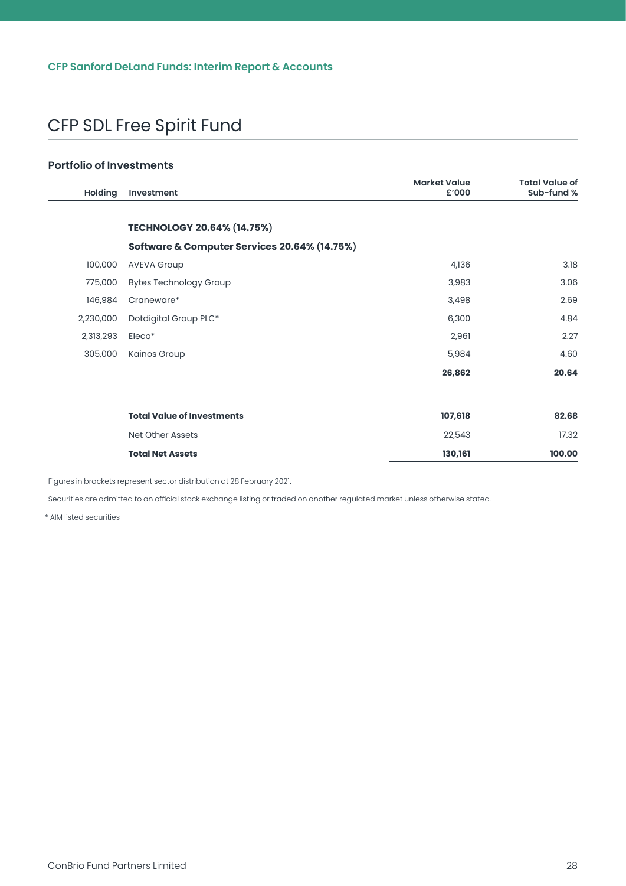# CFP SDL Free Spirit Fund

### Portfolio of Investments

| Holding | Investment | Market Value £'000 | Total Value of Sub-fund % |
|---|---|---|---|
| | **TECHNOLOGY 20.64% (14.75%)** | | |
| | **Software & Computer Services 20.64% (14.75%)** | | |
| 100,000 | AVEVA Group | 4,136 | 3.18 |
| 775,000 | Bytes Technology Group | 3,983 | 3.06 |
| 146,984 | Craneware* | 3,498 | 2.69 |
| 2,230,000 | Dotdigital Group PLC* | 6,300 | 4.84 |
| 2,313,293 | Eleco* | 2,961 | 2.27 |
| 305,000 | Kainos Group | 5,984 | 4.60 |
| | | **26,862** | **20.64** |
| | **Total Value of Investments** | **107,618** | **82.68** |
| | Net Other Assets | 22,543 | 17.32 |
| | **Total Net Assets** | **130,161** | **100.00** |

Figures in brackets represent sector distribution at 28 February 2021.

Securities are admitted to an official stock exchange listing or traded on another regulated market unless otherwise stated.

\* AIM listed securities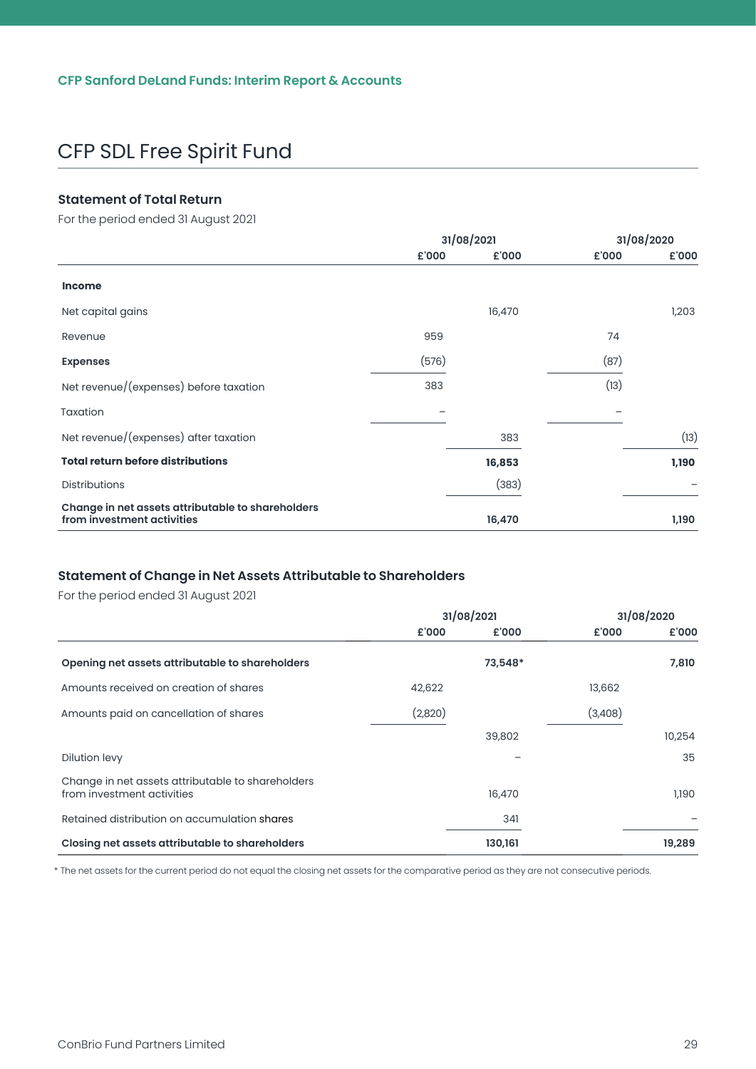## CFP SDL Free Spirit Fund

### Statement of Total Return

For the period ended 31 August 2021

| | 31/08/2021 | | 31/08/2020 | |
|---|---|---|---|---|
| | £'000 | £'000 | £'000 | £'000 |
| **Income** | | | | |
| Net capital gains | | 16,470 | | 1,203 |
| Revenue | 959 | | 74 | |
| **Expenses** | (576) | | (87) | |
| Net revenue/(expenses) before taxation | 383 | | (13) | |
| Taxation | – | | – | |
| Net revenue/(expenses) after taxation | | 383 | | (13) |
| **Total return before distributions** | | **16,853** | | **1,190** |
| Distributions | | (383) | | – |
| **Change in net assets attributable to shareholders from investment activities** | | **16,470** | | **1,190** |

### Statement of Change in Net Assets Attributable to Shareholders

For the period ended 31 August 2021

| | 31/08/2021 | | 31/08/2020 | |
|---|---|---|---|---|
| | £'000 | £'000 | £'000 | £'000 |
| **Opening net assets attributable to shareholders** | | **73,548*** | | **7,810** |
| Amounts received on creation of shares | 42,622 | | 13,662 | |
| Amounts paid on cancellation of shares | (2,820) | | (3,408) | |
| | | 39,802 | | 10,254 |
| Dilution levy | | – | | 35 |
| Change in net assets attributable to shareholders from investment activities | | 16,470 | | 1,190 |
| Retained distribution on accumulation shares | | 341 | | – |
| **Closing net assets attributable to shareholders** | | **130,161** | | **19,289** |

* The net assets for the current period do not equal the closing net assets for the comparative period as they are not consecutive periods.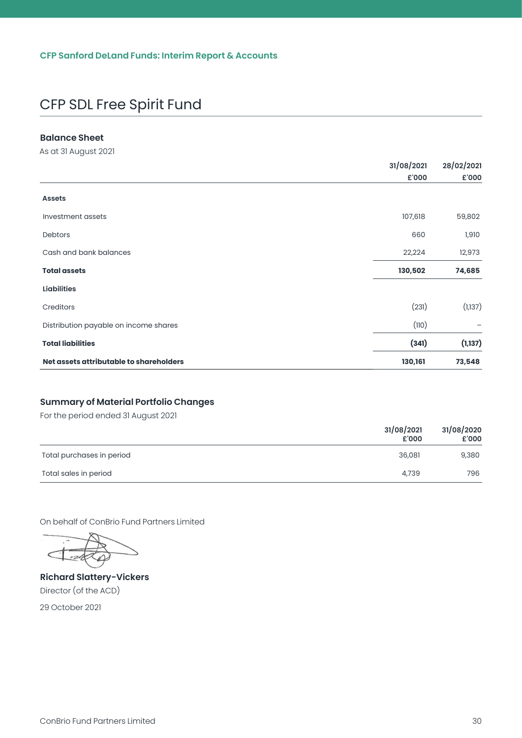CFP Sanford DeLand Funds: Interim Report & Accounts

# CFP SDL Free Spirit Fund

### Balance Sheet

As at 31 August 2021

| | 31/08/2021 £'000 | 28/02/2021 £'000 |
|---|---|---|
| **Assets** | | |
| Investment assets | 107,618 | 59,802 |
| Debtors | 660 | 1,910 |
| Cash and bank balances | 22,224 | 12,973 |
| **Total assets** | **130,502** | **74,685** |
| **Liabilities** | | |
| Creditors | (231) | (1,137) |
| Distribution payable on income shares | (110) | – |
| **Total liabilities** | **(341)** | **(1,137)** |
| **Net assets attributable to shareholders** | **130,161** | **73,548** |

### Summary of Material Portfolio Changes

For the period ended 31 August 2021

| | 31/08/2021 £'000 | 31/08/2020 £'000 |
|---|---|---|
| Total purchases in period | 36,081 | 9,380 |
| Total sales in period | 4,739 | 796 |

On behalf of ConBrio Fund Partners Limited

**Richard Slattery-Vickers**
Director (of the ACD)

29 October 2021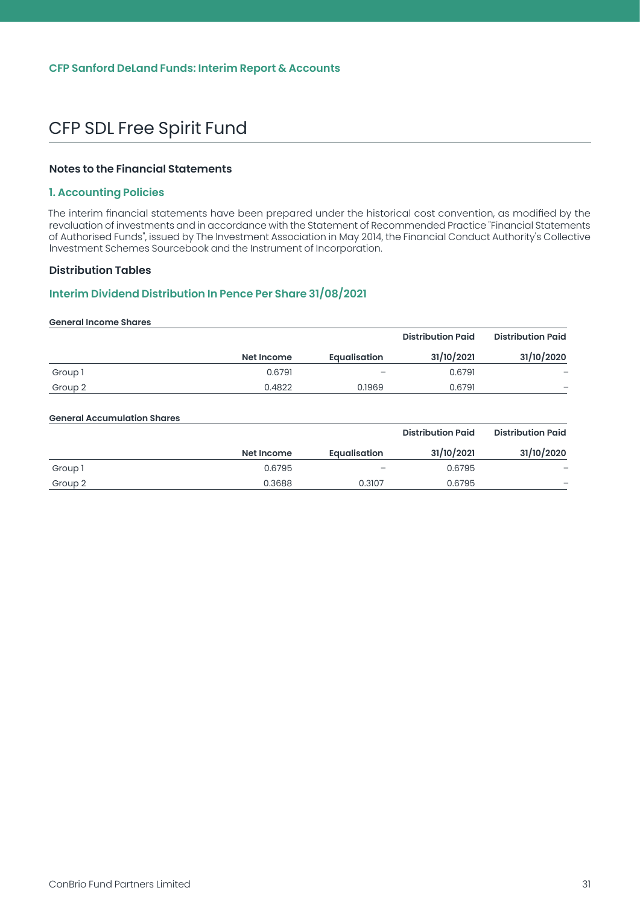# CFP SDL Free Spirit Fund

### Notes to the Financial Statements

### 1. Accounting Policies

The interim financial statements have been prepared under the historical cost convention, as modified by the revaluation of investments and in accordance with the Statement of Recommended Practice "Financial Statements of Authorised Funds", issued by The Investment Association in May 2014, the Financial Conduct Authority's Collective Investment Schemes Sourcebook and the Instrument of Incorporation.

### Distribution Tables

### Interim Dividend Distribution In Pence Per Share 31/08/2021

**General Income Shares**

| | Net Income | Equalisation | Distribution Paid 31/10/2021 | Distribution Paid 31/10/2020 |
|---|---|---|---|---|
| Group 1 | 0.6791 | – | 0.6791 | – |
| Group 2 | 0.4822 | 0.1969 | 0.6791 | – |

**General Accumulation Shares**

| | Net Income | Equalisation | Distribution Paid 31/10/2021 | Distribution Paid 31/10/2020 |
|---|---|---|---|---|
| Group 1 | 0.6795 | – | 0.6795 | – |
| Group 2 | 0.3688 | 0.3107 | 0.6795 | – |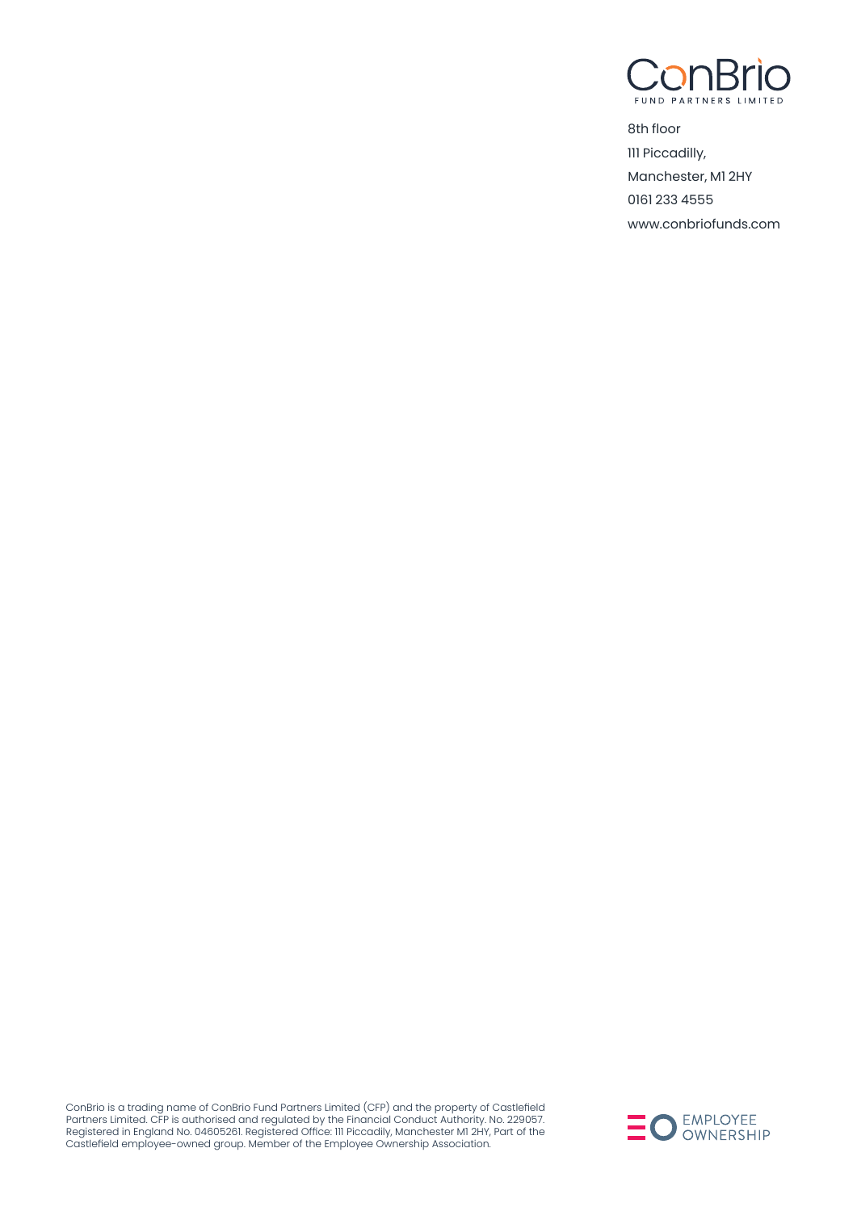ConBrio
FUND PARTNERS LIMITED

8th floor
111 Piccadilly,
Manchester, M1 2HY
0161 233 4555
www.conbriofunds.com

ConBrio is a trading name of ConBrio Fund Partners Limited (CFP) and the property of Castlefield Partners Limited. CFP is authorised and regulated by the Financial Conduct Authority. No. 229057. Registered in England No. 04605261. Registered Office: 111 Piccadilly, Manchester M1 2HY, Part of the Castlefield employee-owned group. Member of the Employee Ownership Association.

EMPLOYEE OWNERSHIP